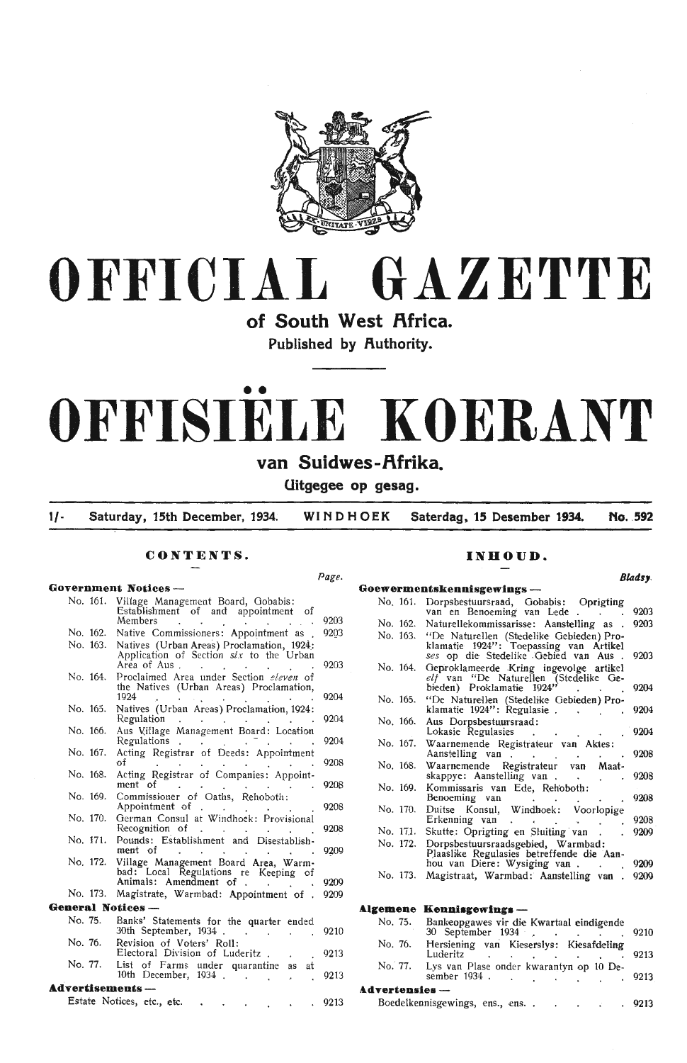# OFFICIAL GAZETTE

## of South West Africa.

### Published by Authority.

# OFFISIËLE KOERANT

## van Suidwes-Afrika.

### Uitgegee op gesag.

1/- Saturday, 15th December, 1934. WINDHOEK Saterdag, 15 Desember 1934. No. 592

## CONTENTS.

| | | Page. |
|---|---|---|
| **Government Notices —** | | |
| No. 161. | Village Management Board, Gobabis: Establishment of and appointment of Members | 9203 |
| No. 162. | Native Commissioners: Appointment as | 9203 |
| No. 163. | Natives (Urban Areas) Proclamation, 1924: Application of Section *six* to the Urban Area of Aus | 9203 |
| No. 164. | Proclaimed Area under Section *eleven* of the Natives (Urban Areas) Proclamation, 1924 | 9204 |
| No. 165. | Natives (Urban Areas) Proclamation, 1924: Regulation | 9204 |
| No. 166. | Aus Village Management Board: Location Regulations | 9204 |
| No. 167. | Acting Registrar of Deeds: Appointment of | 9208 |
| No. 168. | Acting Registrar of Companies: Appointment of | 9208 |
| No. 169. | Commissioner of Oaths, Rehoboth: Appointment of | 9208 |
| No. 170. | German Consul at Windhoek: Provisional Recognition of | 9208 |
| No. 171. | Pounds: Establishment and Disestablishment of | 9209 |
| No. 172. | Village Management Board Area, Warmbad: Local Regulations re Keeping of Animals: Amendment of | 9209 |
| No. 173. | Magistrate, Warmbad: Appointment of | 9209 |
| **General Notices —** | | |
| No. 75. | Banks' Statements for the quarter ended 30th September, 1934 | 9210 |
| No. 76. | Revision of Voters' Roll: Electoral Division of Luderitz | 9213 |
| No. 77. | List of Farms under quarantine as at 10th December, 1934 | 9213 |
| **Advertisements —** | | |
| | Estate Notices, etc., etc. | 9213 |

## INHOUD.

| | | Bladsy. |
|---|---|---|
| **Goewermentskennisgewings —** | | |
| No. 161. | Dorpsbestuursraad, Gobabis: Oprigting van en Benoeming van Lede | 9203 |
| No. 162. | Naturellekommissarisse: Aanstelling as | 9203 |
| No. 163. | "De Naturellen (Stedelike Gebieden) Proklamatie 1924": Toepassing van Artikel *ses* op die Stedelike Gebied van Aus | 9203 |
| No. 164. | Geproklameerde Kring ingevolge artikel *elf* van "De Naturellen (Stedelike Gebieden) Proklamatie 1924" | 9204 |
| No. 165. | "De Naturellen (Stedelike Gebieden) Proklamatie 1924": Regulasie | 9204 |
| No. 166. | Aus Dorpsbestuursraad: Lokasie Regulasies | 9204 |
| No. 167. | Waarnemende Registrateur van Aktes: Aanstelling van | 9208 |
| No. 168. | Waarnemende Registrateur van Maatskappye: Aanstelling van | 9208 |
| No. 169. | Kommissaris van Ede, Rehoboth: Benoeming van | 9208 |
| No. 170. | Duitse Konsul, Windhoek: Voorlopige Erkenning van | 9208 |
| No. 171. | Skutte: Oprigting en Sluiting van | 9209 |
| No. 172. | Dorpsbestuursraadsgebied, Warmbad: Plaaslike Regulasies betreffende die Aanhou van Diere: Wysiging van | 9209 |
| No. 173. | Magistraat, Warmbad: Aanstelling van | 9209 |
| **Algemene Kennisgewings —** | | |
| No. 75. | Bankeopgawes vir die Kwartaal eindigende 30 September 1934 | 9210 |
| No. 76. | Hersiening van Kieserslys: Kiesafdeling Luderitz | 9213 |
| No. 77. | Lys van Plase onder kwarantyn op 10 Desember 1934 | 9213 |
| **Advertensies —** | | |
| | Boedelkennisgewings, ens., ens. | 9213 |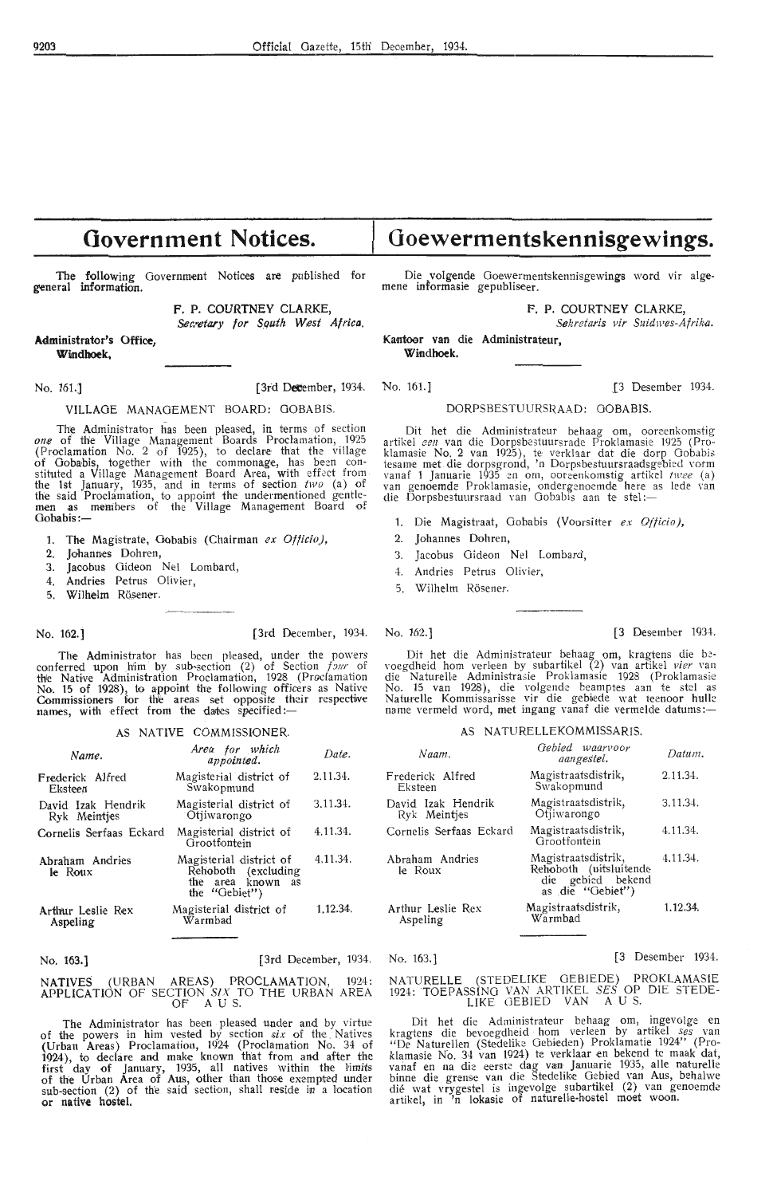# Government Notices.

The following Government Notices are published for general information.

F. P. COURTNEY CLARKE,
*Secretary for South West Africa.*

**Administrator's Office,**
**Windhoek,**

No. 161.] [3rd December, 1934.

VILLAGE MANAGEMENT BOARD: GOBABIS.

The Administrator has been pleased, in terms of section *one* of the Village Management Boards Proclamation, 1925 (Proclamation No. 2 of 1925), to declare that the village of Gobabis, together with the commonage, has been constituted a Village Management Board Area, with effect from the 1st January, 1935, and in terms of section *two* (a) of the said Proclamation, to appoint the undermentioned gentlemen as members of the Village Management Board of Gobabis:—

1. The Magistrate, Gobabis (Chairman *ex Officio),*
2. Johannes Dohren,
3. Jacobus Gideon Nel Lombard,
4. Andries Petrus Olivier,
5. Wilhelm Rösener.

No. 162.] [3rd December, 1934.

The Administrator has been pleased, under the powers conferred upon him by sub-section (2) of Section *four* of the Native Administration Proclamation, 1928 (Proclamation No. 15 of 1928), to appoint the following officers as Native Commissioners for the areas set opposite their respective names, with effect from the dates specified:—

AS NATIVE COMMISSIONER.

| *Name.* | *Area for which appointed.* | *Date.* |
|---|---|---|
| Frederick Alfred Eksteen | Magisterial district of Swakopmund | 2.11.34. |
| David Izak Hendrik Ryk Meintjes | Magisterial district of Otjiwarongo | 3.11.34. |
| Cornelis Serfaas Eckard | Magisterial district of Grootfontein | 4.11.34. |
| Abraham Andries le Roux | Magisterial district of Rehoboth (excluding the area known as the "Gebiet") | 4.11.34. |
| Arthur Leslie Rex Aspeling | Magisterial district of Warmbad | 1.12.34. |

No. 163.] [3rd December, 1934.

NATIVES (URBAN AREAS) PROCLAMATION, 1924: APPLICATION OF SECTION *SIX* TO THE URBAN AREA OF AUS.

The Administrator has been pleased under and by virtue of the powers in him vested by section *six* of the Natives (Urban Areas) Proclamation, 1924 (Proclamation No. 34 of 1924), to declare and make known that from and after the first day of January, 1935, all natives within the limits of the Urban Area of Aus, other than those exempted under sub-section (2) of the said section, shall reside in a location or native hostel.

# Goewermentskennisgewings.

Die volgende Goewermentskennisgewings word vir algemene informasie gepubliseer.

F. P. COURTNEY CLARKE,
*Sekretaris vir Suidwes-Afrika.*

**Kantoor van die Administrateur,**
**Windhoek.**

No. 161.] [3 Desember 1934.

DORPSBESTUURSRAAD: GOBABIS.

Dit het die Administrateur behaag om, ooreenkomstig artikel *een* van die Dorpsbestuursrade Proklamasie 1925 (Proklamasie No. 2 van 1925), te verklaar dat die dorp Gobabis tesame met die dorpsgrond, 'n Dorpsbestuursraadsgebied vorm vanaf 1 Januarie 1935 en om, ooreenkomstig artikel *twee* (a) van genoemde Proklamasie, ondergenoemde here as lede van die Dorpsbestuursraad van Gobabis aan te stel:—

1. Die Magistraat, Gobabis (Voorsitter *ex Officio),*
2. Johannes Dohren,
3. Jacobus Gideon Nel Lombard,
4. Andries Petrus Olivier,
5. Wilhelm Rösener.

No. 162.] [3 Desember 1934.

Dit het die Administrateur behaag om, kragtens die bevoegdheid hom verleen by subartikel (2) van artikel *vier* van die Naturelle Administrasie Proklamasie 1928 (Proklamasie No. 15 van 1928), die volgende beamptes aan te stel as Naturelle Kommissarisse vir die gebiede wat teenoor hulle name vermeld word, met ingang vanaf die vermelde datums:—

AS NATURELLEKOMMISSARIS.

| *Naam.* | *Gebied waarvoor aangestel.* | *Datum.* |
|---|---|---|
| Frederick Alfred Eksteen | Magistraatsdistrik, Swakopmund | 2.11.34. |
| David Izak Hendrik Ryk Meintjes | Magistraatsdistrik, Otjiwarongo | 3.11.34. |
| Cornelis Serfaas Eckard | Magistraatsdistrik, Grootfontein | 4.11.34. |
| Abraham Andries le Roux | Magistraatsdistrik, Rehoboth (uitsluitende die gebied bekend as die "Gebiet") | 4.11.34. |
| Arthur Leslie Rex Aspeling | Magistraatsdistrik, Warmbad | 1.12.34. |

No. 163.] [3 Desember 1934.

NATURELLE (STEDELIKE GEBIEDE) PROKLAMASIE 1924: TOEPASSING VAN ARTIKEL *SES* OP DIE STEDELIKE GEBIED VAN AUS.

Dit het die Administrateur behaag om, ingevolge en kragtens die bevoegdheid hom verleen by artikel *ses* van "De Naturellen (Stedelike Gebieden) Proklamatie 1924" (Proklamasie No. 34 van 1924) te verklaar en bekend te maak dat, vanaf en na die eerste dag van Januarie 1935, alle naturelle binne die grense van die Stedelike Gebied van Aus, behalwe dié wat vrygestel is ingevolge subartikel (2) van genoemde artikel, in 'n lokasie of naturelle-hostel moet woon.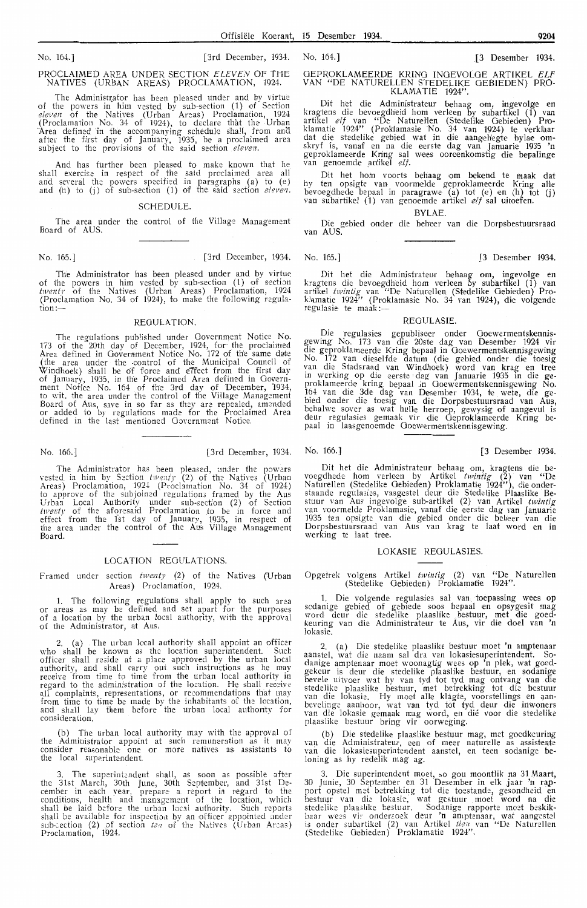No. 164.] [3rd December, 1934.

PROCLAIMED AREA UNDER SECTION *ELEVEN* OF THE NATIVES (URBAN AREAS) PROCLAMATION, 1924.

The Administrator has been pleased under and by virtue of the powers in him vested by sub-section (1) of Section *eleven* of the Natives (Urban Areas) Proclamation, 1924 (Proclamation No. 34 of 1924), to declare that the Urban Area defined in the accompanying schedule shall, from and after the first day of January, 1935, be a proclaimed area subject to the provisions of the said section *eleven*.

And has further been pleased to make known that he shall exercise in respect of the said proclaimed area all and several the powers specified in paragraphs (a) to (e) and (h) to (j) of sub-section (1) of the said section *eleven*.

SCHEDULE.

The area under the control of the Village Management Board of AUS.

No. 165.] [3rd December, 1934.

The Administrator has been pleased under and by virtue of the powers in him vested by sub-section (1) of section *twenty* of the Natives (Urban Areas) Proclamation, 1924 (Proclamation No. 34 of 1924), to make the following regulation:—

REGULATION.

The regulations published under Government Notice No. 173 of the 20th day of December, 1924, for the proclaimed Area defined in Government Notice No. 172 of the same date (the area under the control of the Municipal Council of Windhoek) shall be of force and effect from the first day of January, 1935, in the Proclaimed Area defined in Government Notice No. 164 of the 3rd day of December, 1934, to wit, the area under the control of the Village Management Board of Aus, save in so far as they are repealed, amended or added to by regulations made for the Proclaimed Area defined in the last mentioned Government Notice.

No. 166.] [3rd December, 1934.

The Administrator has been pleased, under the powers vested in him by Section *twenty* (2) of the Natives (Urban Areas) Proclamation, 1924 (Proclamation No. 34 of 1924) to approve of the subjoined regulations framed by the Aus Urban Local Authority under sub-section (2) of Section *twenty* of the aforesaid Proclamation to be in force and effect from the 1st day of January, 1935, in respect of the area under the control of the Aus Village Management Board.

LOCATION REGULATIONS.

Framed under section *twenty* (2) of the Natives (Urban Areas) Proclamation, 1924.

1. The following regulations shall apply to such area or areas as may be defined and set apart for the purposes of a location by the urban local authority, with the approval of the Administrator, at Aus.

2. (a) The urban local authority shall appoint an officer who shall be known as the location superintendent. Such officer shall reside at a place approved by the urban local authority, and shall carry out such instructions as he may receive from time to time from the urban local authority in regard to the administration of the location. He shall receive all complaints, representations, or recommendations that may from time to time be made by the inhabitants of the location, and shall lay them before the urban local authority for consideration.

(b) The urban local authority may with the approval of the Administrator appoint at such remuneration as it may consider reasonable one or more natives as assistants to the local superintendent.

3. The superintendent shall, as soon as possible after the 31st March, 30th June, 30th September, and 31st December in each year, prepare a report in regard to the conditions, health and management of the location, which shall be laid before the urban local authority. Such reports shall be available for inspection by an officer appointed under sub-section (2) of section *ten* of the Natives (Urban Areas) Proclamation, 1924.

No. 164.] [3 Desember 1934.

GEPROKLAMEERDE KRING INGEVOLGE ARTIKEL *ELF* VAN "DE NATURELLEN STEDELIKE GEBIEDEN) PROKLAMATIE 1924".

Dit het die Administrateur behaag om, ingevolge en kragtens die bevoegdheid hom verleen by subartikel (1) van artikel *elf* van "De Naturellen (Stedelike Gebieden) Proklamatie 1924" (Proklamasie No. 34 van 1924) te verklaar dat die stedelike gebied wat in die aangehegte bylae omskryf is, vanaf en na die eerste dag van Januarie 1935 'n geproklameerde Kring sal wees ooreenkomstig die bepalinge van genoemde artikel *elf*.

Dit het hom voorts behaag om bekend te maak dat hy ten opsigte van voormelde geproklameerde Kring alle bevoegdhede bepaal in paragrawe (a) tot (e) en (h) tot (j) van subartikel (1) van genoemde artikel *elf* sal uitoefen.

BYLAE.

Die gebied onder die beheer van die Dorpsbestuursraad van AUS.

No. 165.] [3 Desember 1934.

Dit het die Administrateur behaag om, ingevolge en kragtens die bevoegdheid hom verleen by subartikel (1) van artikel *twintig* van "De Naturellen (Stedelike Gebieden) Proklamatie 1924" (Proklamasie No. 34 van 1924), die volgende regulasie te maak:—

REGULASIE.

Die regulasies gepubliseer onder Goewermentskennisgewing No. 173 van die 20ste dag van Desember 1924 vir die geproklameerde Kring bepaal in Goewermentskennisgewing No. 172 van dieselfde datum (die gebied onder die toesig van die Stadsraad van Windhoek) word van krag en tree in werking op die eerste dag van Januarie 1935 in die geproklameerde kring bepaal in Goewermentskennisgewing No. 164 van die 3de dag van Desember 1934, te wete, die gebied onder die toesig van die Dorpsbestuursraad van Aus, behalwe sover as wat hulle herroep, gewysig of aangevul is deur regulasies gemaak vir die Geproklameerde Kring bepaal in laasgenoemde Goewermentskennisgewing.

No. 166.] [3 Desember 1934.

Dit het die Administrateur behaag om, kragtens die bevoegdhede hom verleen by Artikel *twintig* (2) van "De Naturellen (Stedelike Gebieden) Proklamatie 1924"), die onderstaande regulasies, vasgestel deur die Stedelike Plaaslike Bestuur van Aus ingevolge sub-artikel (2) van Artikel *twintig* van voormelde Proklamasie, vanaf die eerste dag van Januarie 1935 ten opsigte van die gebied onder die beheer van die Dorpsbestuursraad van Aus van krag te laat word en in werking te laat tree.

LOKASIE REGULASIES.

Opgetrek volgens Artikel *twintig* (2) van "De Naturellen (Stedelike Gebieden) Proklamatie 1924".

1. Die volgende regulasies sal van toepassing wees op sodanige gebied of gebiede soos bepaal en opsygesit mag word deur die stedelike plaaslike bestuur, met die goedkeuring van die Administrateur te Aus, vir die doel van 'n lokasie.

2. (a) Die stedelike plaaslike bestuur moet 'n amptenaar aanstel, wat die naam sal dra van lokasiesuperintendent. Sodanige amptenaar moet woonagtig wees op 'n plek, wat goedgekeur is deur die stedelike plaaslike bestuur, en sodanige bevele uitvoer wat hy van tyd tot tyd mag ontvang van die stedelike plaaslike bestuur, met betrekking tot die bestuur van die lokasie. Hy moet alle klagte, voorstellings en aanbevelinge aanhoor, wat van tyd tot tyd deur die inwoners van die lokasie gemaak mag word, en dié voor die stedelike plaaslike bestuur bring vir oorweging.

(b) Die stedelike plaaslike bestuur mag, met goedkeuring van die Administrateur, een of meer naturelle as assistente van die lokasiesuperintendent aanstel, en teen sodanige beloning as hy redelik mag ag.

3. Die superintendent moet, so gou moontlik na 31 Maart, 30 Junie, 30 September en 31 Desember in elk jaar 'n rapport opstel met betrekking tot die toestande, gesondheid en bestuur van die lokasie, wat gestuur moet word na die stedelike plaaslike bestuur. Sodanige rapporte moet beskikbaar wees vir ondersoek deur 'n amptenaar, wat aangestel is onder subartikel (2) van Artikel *tien* van "De Naturellen (Stedelike Gebieden) Proklamatie 1924".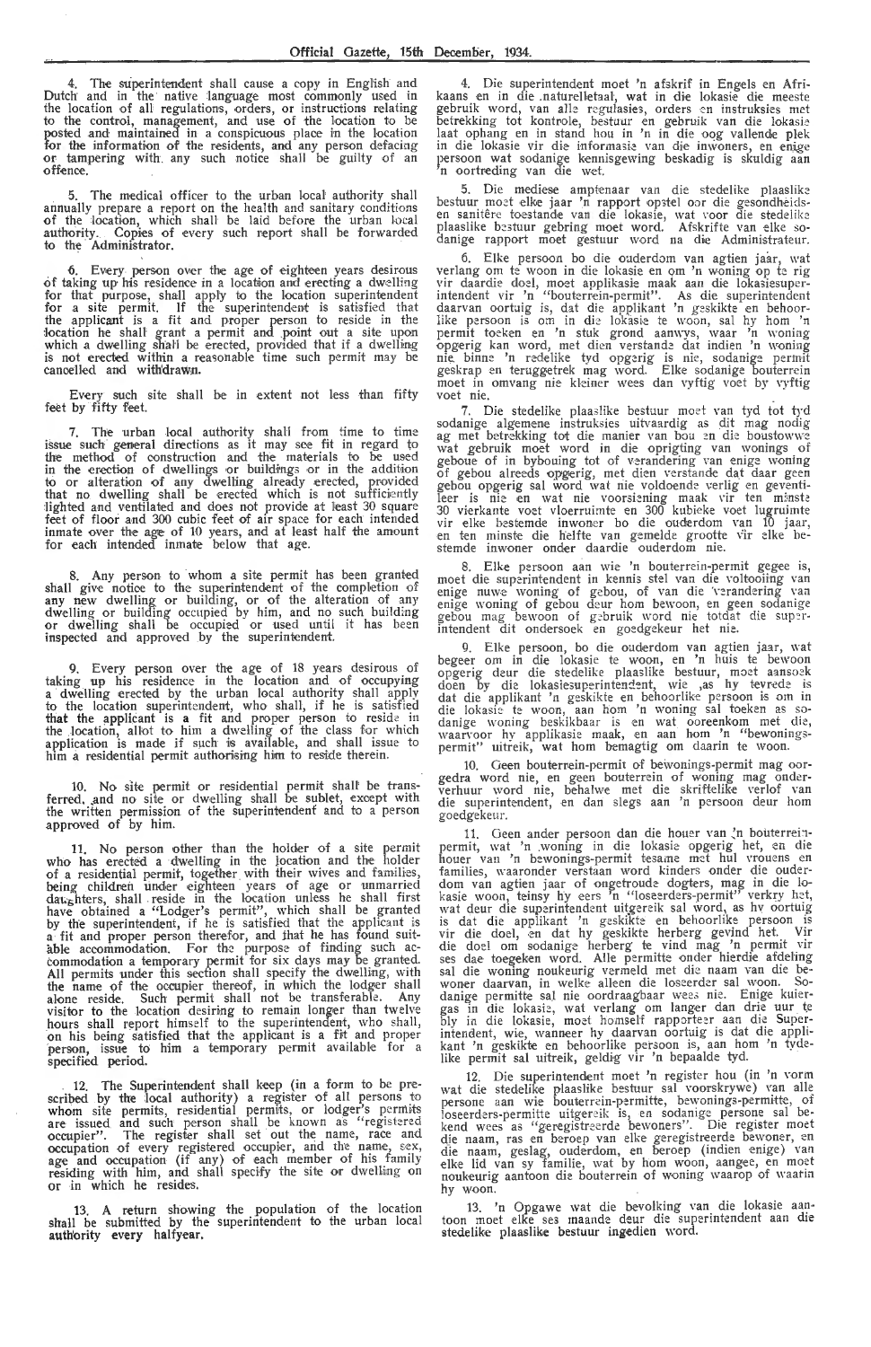4. The superintendent shall cause a copy in English and Dutch and in the native language most commonly used in the location of all regulations, orders, or instructions relating to the control, management, and use of the location to be posted and maintained in a conspicuous place in the location for the information of the residents, and any person defacing or tampering with any such notice shall be guilty of an offence.

5. The medical officer to the urban local authority shall annually prepare a report on the health and sanitary conditions of the location, which shall be laid before the urban local authority. Copies of every such report shall be forwarded to the Administrator.

6. Every person over the age of eighteen years desirous of taking up his residence in a location and erecting a dwelling for that purpose, shall apply to the location superintendent for a site permit. If the superintendent is satisfied that the applicant is a fit and proper person to reside in the location he shall grant a permit and point out a site upon which a dwelling shall be erected, provided that if a dwelling is not erected within a reasonable time such permit may be cancelled and withdrawn.

Every such site shall be in extent not less than fifty feet by fifty feet.

7. The urban local authority shall from time to time issue such general directions as it may see fit in regard to the method of construction and the materials to be used in the erection of dwellings or buildings or in the addition to or alteration of any dwelling already erected, provided that no dwelling shall be erected which is not sufficiently lighted and ventilated and does not provide at least 30 square feet of floor and 300 cubic feet of air space for each intended inmate over the age of 10 years, and at least half the amount for each intended inmate below that age.

8. Any person to whom a site permit has been granted shall give notice to the superintendent of the completion of any new dwelling or building, or of the alteration of any dwelling or building occupied by him, and no such building or dwelling shall be occupied or used until it has been inspected and approved by the superintendent.

9. Every person over the age of 18 years desirous of taking up his residence in the location and of occupying a dwelling erected by the urban local authority shall apply to the location superintendent, who shall, if he is satisfied that the applicant is a fit and proper person to reside in the location, allot to him a dwelling of the class for which application is made if such is available, and shall issue to him a residential permit authorising him to reside therein.

10. No site permit or residential permit shall be transferred, and no site or dwelling shall be sublet, except with the written permission of the superintendent and to a person approved of by him.

11. No person other than the holder of a site permit who has erected a dwelling in the location and the holder of a residential permit, together with their wives and families, being children under eighteen years of age or unmarried daughters, shall reside in the location unless he shall first have obtained a "Lodger's permit", which shall be granted by the superintendent, if he is satisfied that the applicant is a fit and proper person therefor, and that he has found suitable accommodation. For the purpose of finding such accommodation a temporary permit for six days may be granted. All permits under this section shall specify the dwelling, with the name of the occupier thereof, in which the lodger shall alone reside. Such permit shall not be transferable. Any visitor to the location desiring to remain longer than twelve hours shall report himself to the superintendent, who shall, on his being satisfied that the applicant is a fit and proper person, issue to him a temporary permit available for a specified period.

12. The Superintendent shall keep (in a form to be prescribed by the local authority) a register of all persons to whom site permits, residential permits, or lodger's permits are issued and such person shall be known as "registered occupier". The register shall set out the name, race and occupation of every registered occupier, and the name, sex, age and occupation (if any) of each member of his family residing with him, and shall specify the site or dwelling on or in which he resides.

13. A return showing the population of the location shall be submitted by the superintendent to the urban local authority every halfyear.

4. Die superintendent moet 'n afskrif in Engels en Afrikaans en in die naturelletaal, wat in die lokasie die meeste gebruik word, van alle regulasies, orders en instruksies met betrekking tot kontrole, bestuur en gebruik van die lokasie laat ophang en in stand hou in 'n in die oog vallende plek in die lokasie vir die informasie van die inwoners, en enige persoon wat sodanige kennisgewing beskadig is skuldig aan 'n oortreding van die wet.

5. Die mediese amptenaar van die stedelike plaaslike bestuur moet elke jaar 'n rapport opstel oor die gesondheids- en sanitêre toestande van die lokasie, wat voor die stedelike plaaslike bestuur gebring moet word. Afskrifte van elke sodanige rapport moet gestuur word na die Administrateur.

6. Elke persoon bo die ouderdom van agtien jaar, wat verlang om te woon in die lokasie en om 'n woning op te rig vir daardie doel, moet applikasie maak aan die lokasiesuperintendent vir 'n "bouterrein-permit". As die superintendent daarvan oortuig is, dat die applikant 'n geskikte en behoorlike persoon is om in die lokasie te woon, sal hy hom 'n permit toeken en 'n stuk grond aanwys, waar 'n woning opgerig kan word, met dien verstande dat indien 'n woning nie binne 'n redelike tyd opgerig is nie, sodanige permit geskrap en teruggetrek mag word. Elke sodanige bouterrein moet in omvang nie kleiner wees dan vyftig voet by vyftig voet nie.

7. Die stedelike plaaslike bestuur moet van tyd tot tyd sodanige algemene instruksies uitvaardig as dit mag nodig ag met betrekking tot die manier van bou en die boustowwe wat gebruik moet word in die oprigting van wonings of geboue of in bybouing tot of verandering van enige woning of gebou alreeds opgerig, met dien verstande dat daar geen gebou opgerig sal word wat nie voldoende verlig en geventileer is nie en wat nie voorsiening maak vir ten minste 30 vierkante voet vloerruimte en 300 kubieke voet lugruimte vir elke bestemde inwoner bo die ouderdom van 10 jaar, en ten minste die helfte van gemelde grootte vir elke bestemde inwoner onder daardie ouderdom nie.

8. Elke persoon aan wie 'n bouterrein-permit gegee is, moet die superintendent in kennis stel van die voltooiing van enige nuwe woning of gebou, of van die verandering van enige woning of gebou deur hom bewoon, en geen sodanige gebou mag bewoon of gebruik word nie totdat die superintendent dit ondersoek en goedgekeur het nie.

9. Elke persoon, bo die ouderdom van agtien jaar, wat begeer om in die lokasie te woon, en 'n huis te bewoon opgerig deur die stedelike plaaslike bestuur, moet aansoek doen by die lokasiesuperintendent, wie ,as hy tevrede is dat die applikant 'n geskikte en behoorlike persoon is om in die lokasie te woon, aan hom 'n woning sal toeken as sodanige woning beskikbaar is en wat ooreenkom met die, waarvoor hy applikasie maak, en aan hom 'n "bewoningspermit" uitreik, wat hom bemagtig om daarin te woon.

10. Geen bouterrein-permit of bewonings-permit mag oorgedra word nie, en geen bouterrein of woning mag onderverhuur word nie, behalwe met die skriftelike verlof van die superintendent, en dan slegs aan 'n persoon deur hom goedgekeur.

11. Geen ander persoon dan die houer van 'n bouterreinpermit, wat 'n woning in die lokasie opgerig het, en die houer van 'n bewonings-permit tesame met hul vrouens en families, waaronder verstaan word kinders onder die ouderdom van agtien jaar of ongetroude dogters, mag in die lokasie woon, tensy hy eers 'n "loseerders-permit" verkry het, wat deur die superintendent uitgereik sal word, as hy oortuig is dat die applikant 'n geskikte en behoorlike persoon is vir die doel, en dat hy geskikte herberg gevind het. Vir die doel om sodanige herberg te vind mag 'n permit vir ses dae toegeken word. Alle permitte onder hierdie afdeling sal die woning noukeurig vermeld met die naam van die bewoner daarvan, in welke alleen die loseerder sal woon. Sodanige permitte sal nie oordraagbaar wees nie. Enige kuiergas in die lokasie, wat verlang om langer dan drie uur te bly in die lokasie, moet homself rapporteer aan die Superintendent, wie, wanneer hy daarvan oortuig is dat die applikant 'n geskikte en behoorlike persoon is, aan hom 'n tydelike permit sal uitreik, geldig vir 'n bepaalde tyd.

12. Die superintendent moet 'n register hou (in 'n vorm wat die stedelike plaaslike bestuur sal voorskrywe) van alle persone aan wie bouterrein-permitte, bewonings-permitte, of loseerders-permitte uitgereik is, en sodanige persone sal bekend wees as "geregistreerde bewoners". Die register moet die naam, ras en beroep van elke geregistreerde bewoner, en die naam, geslag, ouderdom, en beroep (indien enige) van elke lid van sy familie, wat by hom woon, aangee, en moet noukeurig aantoon die bouterrein of woning waarop of waarin hy woon.

13. 'n Opgawe wat die bevolking van die lokasie aantoon moet elke ses maande deur die superintendent aan die stedelike plaaslike bestuur ingedien word.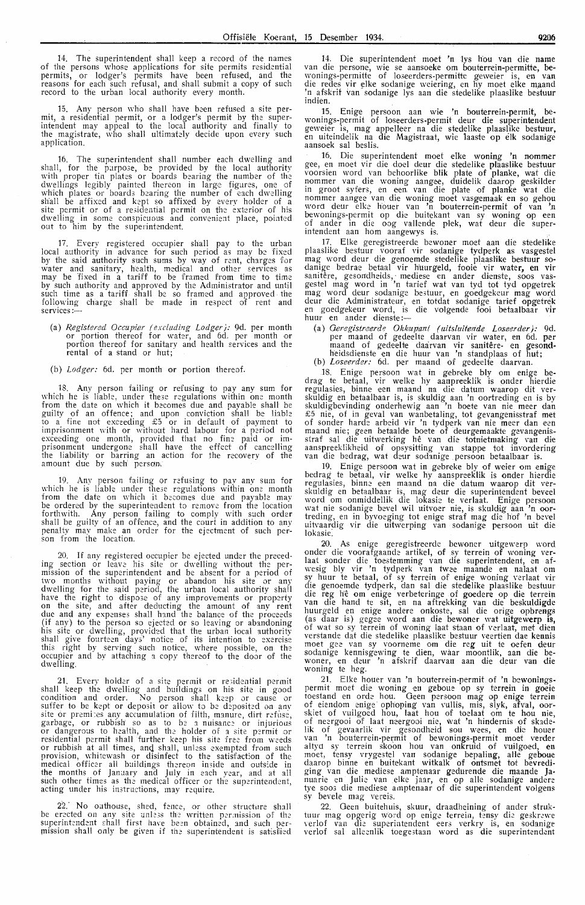14. The superintendent shall keep a record of the names of the persons whose applications for site permits residential permits, or lodger's permits have been refused, and the reasons for each such refusal, and shall submit a copy of such record to the urban local authority every month.

15. Any person who shall have been refused a site permit, a residential permit, or a lodger's permit by the superintendent may appeal to the local authority and finally to the magistrate, who shall ultimately decide upon every such application.

16. The superintendent shall number each dwelling and shall, for the purpose, be provided by the local authority with proper tin plates or boards bearing the number of the dwellings legibly painted thereon in large figures, one of which plates or boards bearing the number of each dwelling shall be affixed and kept so affixed by every holder of a site permit or of a residential permit on the exterior of his dwelling in some conspicuous and convenient place, pointed out to him by the superintendent.

17. Every registered occupier shall pay to the urban local authority in advance for such period as may be fixed by the said authority such sums by way of rent, charges for water and sanitary, health, medical and other services as may be fixed in a tariff to be framed from time to time by such authority and approved by the Administrator and until such time as a tariff shall be so framed and approved the following charge shall be made in respect of rent and services:—

(a) *Registered Occupier (excluding Lodger):* 9d. per month or portion thereof for water, and 6d. per month or portion thereof for sanitary and health services and the rental of a stand or hut;

(b) *Lodger:* 6d. per month or portion thereof.

18. Any person failing or refusing to pay any sum for which he is liable, under these regulations within one month from the date on which it becomes due and payable shall be guilty of an offence; and upon conviction shall be liable to a fine not exceeding £5 or in default of payment to imprisonment with or without hard labour for a period not exceeding one month, provided that no fine paid or imprisonment undergone shall have the effect of cancelling the liability or barring an action for the recovery of the amount due by such person.

19. Any person failing or refusing to pay any sum for which he is liable under these regulations within one month from the date on which it becomes due and payable may be ordered by the superintendent to remove from the location forthwith. Any person failing to comply with such order shall be guilty of an offence, and the court in addition to any penalty may make an order for the ejectment of such person from the location.

20. If any registered occupier be ejected under the preceding section or leave his site or dwelling without the permission of the superintendent and be absent for a period of two months without paying or abandon his site or any dwelling for the said period, the urban local authority shall have the right to dispose of any improvements or property on the site, and after deducting the amount of any rent due and any expenses shall hand the balance of the proceeds (if any) to the person so ejected or so leaving or abandoning his site or dwelling, provided that the urban local authority shall give fourteen days' notice of its intention to exercise this right by serving such notice, where possible, on the occupier and by attaching a copy thereof to the door of the dwelling.

21. Every holder of a site permit or residential permit shall keep the dwelling and buildings on his site in good condition and order. No person shall keep or cause or suffer to be kept or deposit or allow to be deposited on any site or premises any accumulation of filth, manure, dirt refuse, garbage, or rubbish so as to be a nuisance or injurious or dangerous to health, and the holder of a site permit or residential permit shall further keep his site free from weeds or rubbish at all times, and shall, unless exempted from such provision, whitewash or disinfect to the satisfaction of the medical officer all buildings thereon inside and outside in the months of January and July in each year, and at all such other times as the medical officer or the superintendent, acting under his instructions, may require.

22. No outhouse, shed, fence, or other structure shall be erected on any site unless the written permission of the superintendent shall first have been obtained, and such permission shall only be given if the superintendent is satisfied

14. Die superintendent moet 'n lys hou van die name van die persone, wie se aansoeke om bouterrein-permitte, bewonings-permitte of loseerders-permitte geweier is, en van die redes vir elke sodanige weiering, en hy moet elke maand 'n afskrif van sodanige lys aan die stedelike plaaslike bestuur indien.

15. Enige persoon aan wie 'n bouterrein-permit, bewonings-permit of loseerders-permit deur die superintendent geweier is, mag appelleer na die stedelike plaaslike bestuur, en uiteindelik na die Magistraat, wie laaste op elk sodanige aansoek sal beslis.

16. Die superintendent moet elke woning 'n nommer gee, en moet vir die doel deur die stedelike plaaslike bestuur voorsien word van behoorlike blik plate of planke, wat die nommer van die woning aangee, duidelik daarop geskilder in groot syfers, en een van die plate of planke wat die nommer aangee van die woning moet vasgemaak en so gehou word deur elke houer van 'n bouterrein-permit of van 'n bewonings-permit op die buitekant van sy woning op een of ander in die oog vallende plek, wat deur die superintendent aan hom aangewys is.

17. Elke geregistreerde bewoner moet aan die stedelike plaaslike bestuur vooraf vir sodanige tydperk as vasgestel mag word deur die genoemde stedelike plaaslike bestuur sodanige bedrae betaal vir huurgeld, fooie vir water, en vir sanitêre, gesondheids, mediese en ander dienste, soos vasgestel mag word in 'n tarief wat van tyd tot tyd opgetrek mag word deur sodanige bestuur, en goedgekeur mag word deur die Administrateur, en totdat sodanige tarief opgetrek en goedgekeur word, is die volgende fooi betaalbaar vir huur en ander dienste:—

(a) *Geregistreerde Okkupant (uitsluitende Loseerder):* 9d. per maand of gedeelte daarvan vir water, en 6d. per maand of gedeelte daarvan vir sanitêre- en gesondheidsdienste en die huur van 'n standplaas of hut;

(b) *Loseerder:* 6d. per maand of gedeelte daarvan.

18. Enige persoon wat in gebreke bly om enige bedrag te betaal, vir welke hy aanspreeklik is onder hierdie regulasies, binne een maand na die datum waarop dit verskuldig en betaalbaar is, is skuldig aan 'n oortreding en is by skuldigbevinding onderhewig aan 'n boete van nie meer dan £5 nie, of in geval van wanbetaling, tot gevangenisstraf met of sonder harde arbeid vir 'n tydperk van nie meer dan een maand nie; geen betaalde boete of deurgemaakte gevangenisstraf sal die uitwerking hê van die totnietmaking van die aanspreeklikheid of opsysitting van stappe tot invordering van die bedrag, wat deur sodanige persoon betaalbaar is.

19. Enige persoon wat in gebreke bly of weier om enige bedrag te betaal, vir welke hy aanspreeklik is onder hierdie regulasies, binne een maand na die datum waarop dit verskuldig en betaalbaar is, mag deur die superintendent beveel word om onmiddellik die lokasie te verlaat. Enige persoon wat nie sodanige bevel wil uitvoer nie, is skuldig aan 'n oortreding, en in byvoeging tot enige straf mag die hof 'n bevel uitvaardig vir die uitwerping van sodanige persoon uit die lokasie.

20. As enige geregistreerde bewoner uitgewerp word onder die voorafgaande artikel, of sy terrein of woning verlaat sonder die toestemming van die superintendent, en afwesig bly vir 'n tydperk van twee maande en nalaat om sy huur te betaal, of sy terrein of enige woning verlaat vir die genoemde tydperk, dan sal die stedelike plaaslike bestuur die reg hê om enige verbeteringe of goedere op die terrein van die hand te sit, en na aftrekking van die beskuldigde huurgeld en enige andere onkoste, sal die orige opbrengs (as daar is) gegee word aan die bewoner wat uitgewerp is, of wat so sy terrein of woning laat staan of verlaat, met dien verstande dat die stedelike plaaslike bestuur veertien dae kennis moet gee van sy voorneme om die reg uit te oefen deur sodanige kennisgewing te dien, waar moontlik, aan die bewoner, en deur 'n afskrif daarvan aan die deur van die woning te heg.

21. Elke houer van 'n bouterrein-permit of 'n bewonings-permit moet die woning en geboue op sy terrein in goeie toestand en orde hou. Geen persoon mag op enige terrein of eiendom enige ophoping van vullis, mis, slyk, afval, oorskiet of vuilgoed hou, laat hou of toelaat om te hou nie, of neergooi of laat neergooi nie, wat 'n hindernis of skadelik of gevaarlik vir gesondheid sou wees, en die houer van 'n bouterrein-permit of bewonings-permit moet verder altyd sy terrein skoon hou van onkruid of vuilgoed, en moet, tensy vrygestel van sodanige bepaling, alle geboue daarop binne en buitekant witkalk of ontsmet tot bevrediging van die mediese amptenaar gedurende die maande Januarie en Julie van elke jaar, en op alle sodanige andere tye soos die mediese amptenaar of die superintendent volgens sy bevele mag vereis.

22. Geen buitehuis, skuur, draadheining of ander struktuur mag opgerig word op enige terrein, tensy die geskrewe verlof van die superintendent eers verkry is, en sodanige verlof sal alleenlik toegestaan word as die superintendent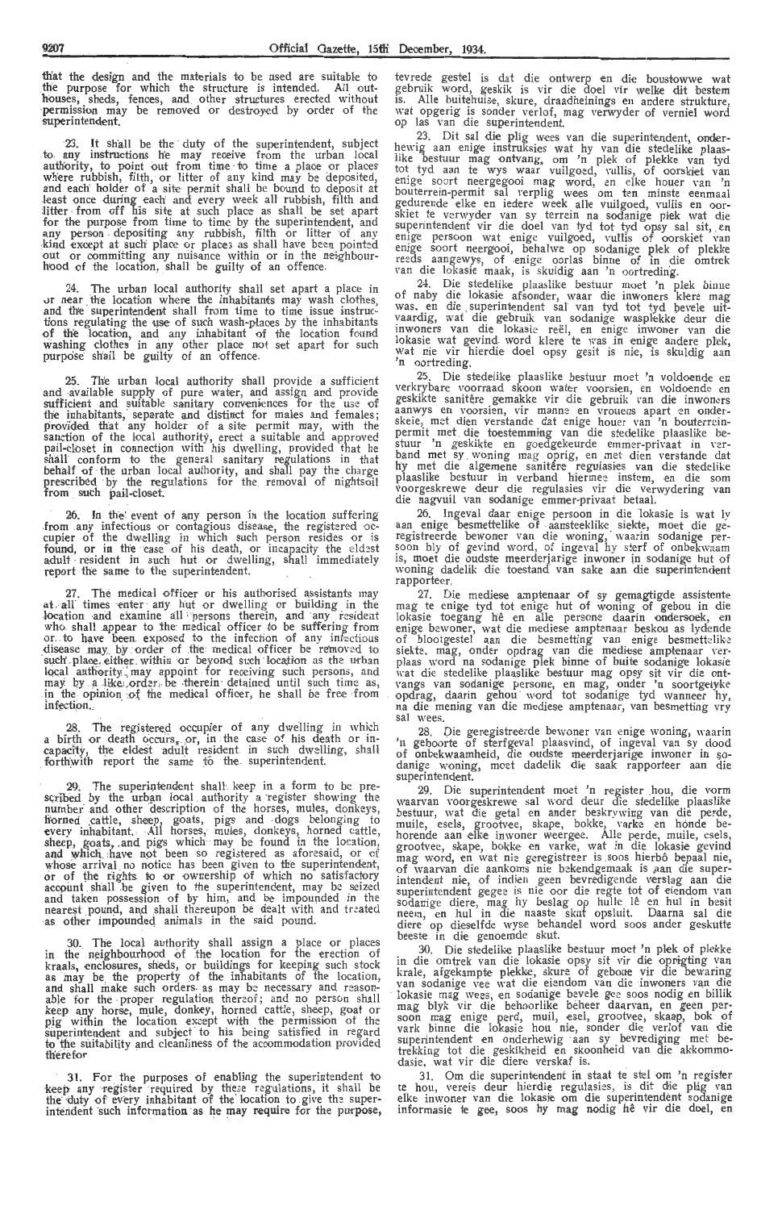that the design and the materials to be used are suitable to the purpose for which the structure is intended. All outhouses, sheds, fences, and other structures erected without permission may be removed or destroyed by order of the superintendent.

23. It shall be the duty of the superintendent, subject to any instructions he may receive from the urban local authority, to point out from time to time a place or places where rubbish, filth, or litter of any kind may be deposited, and each holder of a site permit shall be bound to deposit at least once during each and every week all rubbish, filth and litter from off his site at such place as shall be set apart for the purpose from time to time by the superintendent, and any person depositing any rubbish, filth or litter of any kind except at such place or places as shall have been pointed out or committing any nuisance within or in the neighbourhood of the location, shall be guilty of an offence.

24. The urban local authority shall set apart a place in or near the location where the inhabitants may wash clothes, and the superintendent shall from time to time issue instructions regulating the use of such wash-places by the inhabitants of the location, and any inhabitant of the location found washing clothes in any other place not set apart for such purpose shall be guilty of an offence.

25. The urban local authority shall provide a sufficient and available supply of pure water, and assign and provide sufficient and suitable sanitary conveniences for the use of the inhabitants, separate and distinct for males and females; provided that any holder of a site permit may, with the sanction of the local authority, erect a suitable and approved pail-closet in connection with his dwelling, provided that he shall conform to the general sanitary regulations in that behalf of the urban local authority, and shall pay the charge prescribed by the regulations for the removal of nightsoil from such pail-closet.

26. In the event of any person in the location suffering from any infectious or contagious disease, the registered occupier of the dwelling in which such person resides or is found, or in the case of his death, or incapacity the eldest adult resident in such hut or dwelling, shall immediately report the same to the superintendent.

27. The medical officer or his authorised assistants may at all times enter any hut or dwelling or building in the location and examine all persons therein, and any resident who shall appear to the medical officer to be suffering from or to have been exposed to the infection of any infectious disease may by order of the medical officer be removed to such place either within or beyond such location as the urban local authority may appoint for receiving such persons, and may by a like order be therein detained until such time as, in the opinion of the medical officer, he shall be free from infection.

28. The registered occupier of any dwelling in which a birth or death occurs, or, in the case of his death or incapacity, the eldest adult resident in such dwelling, shall forthwith report the same to the superintendent.

29. The superintendent shall keep in a form to be prescribed by the urban local authority a register showing the number and other description of the horses, mules, donkeys, horned cattle, sheep, goats, pigs and dogs belonging to every inhabitant. All horses, mules, donkeys, horned cattle, sheep, goats, and pigs which may be found in the location, and which have not been so registered as aforesaid, or of whose arrival no notice has been given to the superintendent, or of the rights to or ownership of which no satisfactory account shall be given to the superintendent, may be seized and taken possession of by him, and be impounded in the nearest pound, and shall thereupon be dealt with and treated as other impounded animals in the said pound.

30. The local authority shall assign a place or places in the neighbourhood of the location for the erection of kraals, enclosures, sheds, or buildings for keeping such stock as may be the property of the inhabitants of the location, and shall make such orders as may be necessary and reasonable for the proper regulation thereof; and no person shall keep any horse, mule, donkey, horned cattle, sheep, goat or pig within the location except with the permission of the superintendent and subject to his being satisfied in regard to the suitability and cleanliness of the accommodation provided therefor.

31. For the purposes of enabling the superintendent to keep any register required by these regulations, it shall be the duty of every inhabitant of the location to give the superintendent such information as he may require for the purpose,

tevrede gestel is dat die ontwerp en die boustowwe wat gebruik word, geskik is vir die doel vir welke dit bestem is. Alle buitehuise, skure, draadheinings en andere strukture, wat opgerig is sonder verlof, mag verwyder of verniel word op las van die superintendent.

23. Dit sal die plig wees van die superintendent, onderhewig aan enige instruksies wat hy van die stedelike plaaslike bestuur mag ontvang, om 'n plek of plekke van tyd tot tyd aan te wys waar vuilgoed, vullis, of oorskiet van enige soort neergegooi mag word, en elke houer van 'n bouterrein-permit sal verplig wees om ten minste eenmaal gedurende elke en iedere week alle vuilgoed, vullis en oorskiet te verwyder van sy terrein na sodanige plek wat die superintendent vir die doel van tyd tot tyd opsy sal sit, en enige persoon wat enige vuilgoed, vullis of oorskiet van enige soort neergooi, behalwe op sodanige plek of plekke reeds aangewys, of enige oorlas binne of in die omtrek van die lokasie maak, is skuldig aan 'n oortreding.

24. Die stedelike plaaslike bestuur moet 'n plek binne of naby die lokasie afsonder, waar die inwoners klere mag was, en die superintendent sal van tyd tot tyd bevele uitvaardig, wat die gebruik van sodanige wasplekke deur die inwoners van die lokasie reël, en enige inwoner van die lokasie wat gevind word klere te was in enige andere plek, wat nie vir hierdie doel opsy gesit is nie, is skuldig aan 'n oortreding.

25. Die stedelike plaaslike bestuur moet 'n voldoende en verkrybare voorraad skoon water voorsien, en voldoende en geskikte sanitêre gemakke vir die gebruik van die inwoners aanwys en voorsien, vir manne en vrouens apart en onderskeie, met dien verstande dat enige houer van 'n bouterreinpermit met die toestemming van die stedelike plaaslike bestuur 'n geskikte en goedgekeurde emmer-privaat in verband met sy woning mag oprig, en met dien verstande dat hy met die algemene sanitêre regulasies van die stedelike plaaslike bestuur in verband hiermee instem, en die som voorgeskrewe deur die regulasies vir die verwydering van die nagvuil van sodanige emmer-privaat betaal.

26. Ingeval daar enige persoon in die lokasie is wat ly aan enige besmettelike of aansteeklike siekte, moet die geregistreerde bewoner van die woning, waarin sodanige persoon bly of gevind word, of ingeval hy sterf of onbekwaam is, moet die oudste meerderjarige inwoner in sodanige hut of woning dadelik die toestand van sake aan die superintendent rapporteer.

27. Die mediese amptenaar of sy gemagtigde assistente mag te enige tyd tot enige hut of woning of gebou in die lokasie toegang hê en alle persone daarin ondersoek, en enige bewoner, wat die mediese amptenaar beskou as lydende of blootgestel aan die besmetting van enige besmettelike siekte, mag, onder opdrag van die mediese amptenaar verplaas word na sodanige plek binne of buite sodanige lokasie wat die stedelike plaaslike bestuur mag opsy sit vir die ontvangs van sodanige persone, en mag, onder 'n soortgelyke opdrag, daarin gehou word tot sodanige tyd wanneer hy, na die mening van die mediese amptenaar, van besmetting vry sal wees.

28. Die geregistreerde bewoner van enige woning, waarin 'n geboorte of sterfgeval plaasvind, of ingeval van sy dood of onbekwaamheid, die oudste meerderjarige inwoner in sodanige woning, moet dadelik die saak rapporteer aan die superintendent.

29. Die superintendent moet 'n register hou, die vorm waarvan voorgeskrewe sal word deur die stedelike plaaslike bestuur, wat die getal en ander beskrywing van die perde, muile, esels, grootvee, skape, bokke, varke en honde behorende aan elke inwoner weergee. Alle perde, muile, esels, grootvee, skape, bokke en varke, wat in die lokasie gevind mag word, en wat nie geregistreer is soos hierbo bepaal nie, of waarvan die aankoms nie bekendgemaak is aan die superintendent nie, of indien geen bevredigende verslag aan die superintendent gegee is nie oor die regte tot of eiendom van sodanige diere, mag hy beslag op hulle lê en hul in besit neem, en hul in die naaste skut opsluit. Daarna sal die diere op dieselfde wyse behandel word soos ander geskutte beeste in die genoemde skut.

30. Die stedelike plaaslike bestuur moet 'n plek of plekke in die omtrek van die lokasie opsy sit vir die oprigting van krale, afgekampte plekke, skure of geboue vir die bewaring van sodanige vee wat die eiendom van die inwoners van die lokasie mag wees, en sodanige bevele gee soos nodig en billik mag blyk vir die behoorlike beheer daarvan, en geen persoon mag enige perd, muil, esel, grootvee, skaap, bok of vark binne die lokasie hou nie, sonder die verlof van die superintendent en onderhewig aan sy bevrediging met betrekking tot die geskiktheid en skoonheid van die akkommodasie, wat vir die diere verskaf is.

31. Om die superintendent in staat te stel om 'n register te hou, vereis deur hierdie regulasies, is dit die plig van elke inwoner van die lokasie om die superintendent sodanige informasie te gee, soos hy mag nodig hê vir die doel, en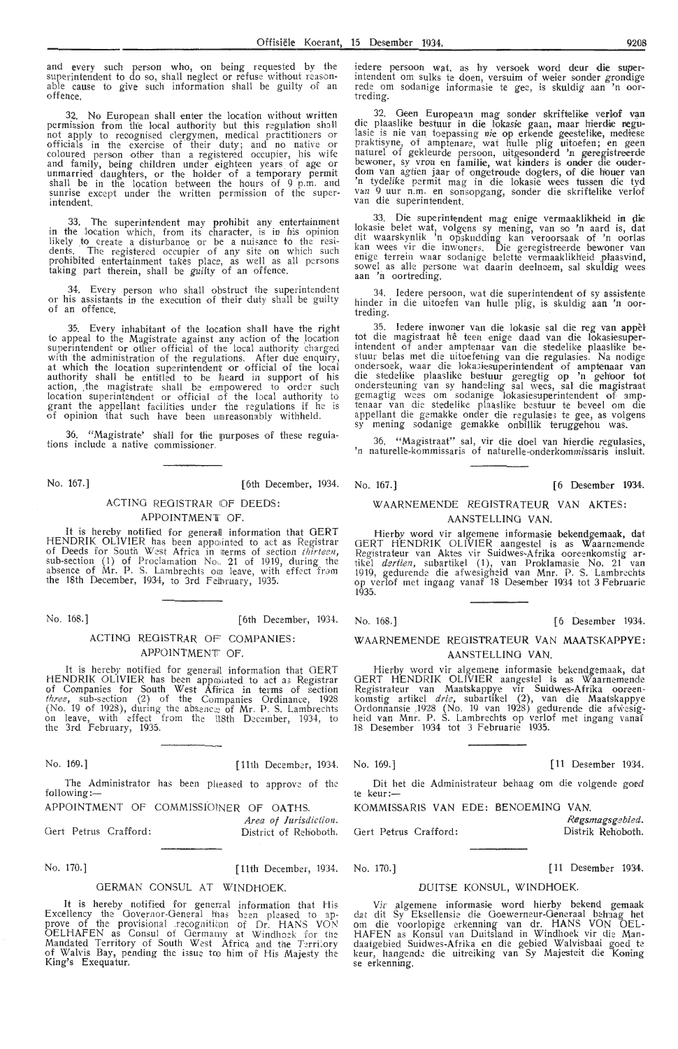and every such person who, on being requested by the superintendent to do so, shall neglect or refuse without reasonable cause to give such information shall be guilty of an offence.

32. No European shall enter the location without written permission from the local authority but this regulation shall not apply to recognised clergymen, medical practitioners or officials in the exercise of their duty; and no native or coloured person other than a registered occupier, his wife and family, being children under eighteen years of age or unmarried daughters, or the holder of a temporary permit shall be in the location between the hours of 9 p.m. and sunrise except under the written permission of the superintendent.

33. The superintendent may prohibit any entertainment in the location which, from its character, is in his opinion likely to create a disturbance or be a nuisance to the residents. The registered occupier of any site on which such prohibited entertainment takes place, as well as all persons taking part therein, shall be guilty of an offence.

34. Every person who shall obstruct the superintendent or his assistants in the execution of their duty shall be guilty of an offence.

35. Every inhabitant of the location shall have the right to appeal to the Magistrate against any action of the location superintendent or other official of the local authority charged with the administration of the regulations. After due enquiry, at which the location superintendent or official of the local authority shall be entitled to be heard in support of his action, the magistrate shall be empowered to order such location superintendent or official of the local authority to grant the appellant facilities under the regulations if he is of opinion that such have been unreasonably withheld.

36. "Magistrate" shall for the purposes of these regulations include a native commissioner.

iedere persoon wat, as hy versoek word deur die superintendent om sulks te doen, versuim of weier sonder grondige rede om sodanige informasie te gee, is skuldig aan 'n oortreding.

32. Geen Europeaan mag sonder skriftelike verlof van die plaaslike bestuur in die lokasie gaan, maar hierdie regulasie is nie van toepassing nie op erkende geestelike, mediese praktisyne, of amptenare, wat hulle plig uitoefen; en geen naturel of gekleurde persoon, uitgesonderd 'n geregistreerde bewoner, sy vrou en familie, wat kinders is onder die ouderdom van agtien jaar of ongetroude dogters, of die houer van 'n tydelike permit mag in die lokasie wees tussen die tyd van 9 uur n.m. en sonsopgang, sonder die skriftelike verlof van die superintendent.

33. Die superintendent mag enige vermaaklikheid in die lokasie belet wat, volgens sy mening, van so 'n aard is, dat dit waarskynlik 'n opskudding kan veroorsaak of 'n oorlas kan wees vir die inwoners. Die geregistreerde bewoner van enige terrein waar sodanige belette vermaaklikheid plaasvind, sowel as alle persone wat daarin deelneem, sal skuldig wees aan 'n oortreding.

34. Iedere persoon, wat die superintendent of sy assistente hinder in die uitoefen van hulle plig, is skuldig aan 'n oortreding.

35. Iedere inwoner van die lokasie sal die reg van appèl tot die magistraat hê teen enige daad van die lokasiesuperintendent of ander amptenaar van die stedelike plaaslike bestuur belas met die uitoefening van die regulasies. Na nodige ondersoek, waar die lokasiesuperintendent of amptenaar van die stedelike plaaslike bestuur geregtig op 'n gehoor tot ondersteuning van sy handeling sal wees, sal die magistraat gemagtig wees om sodanige lokasiesuperintendent of amptenaar van die stedelike plaaslike bestuur te beveel om die appellant die gemakke onder die regulasies te gee, as volgens sy mening sodanige gemakke onbillik teruggehou was.

36. "Magistraat" sal, vir die doel van hierdie regulasies, 'n naturelle-kommissaris of naturelle-onderkommissaris insluit.

---

No. 167.] [6th December, 1934.

### ACTING REGISTRAR OF DEEDS: APPOINTMENT OF.

It is hereby notified for general information that GERT HENDRIK OLIVIER has been appointed to act as Registrar of Deeds for South West Africa in terms of section *thirteen*, sub-section (1) of Proclamation No. 21 of 1919, during the absence of Mr. P. S. Lambrechts on leave, with effect from the 18th December, 1934, to 3rd February, 1935.

No. 167.] [6 Desember 1934.

### WAARNEMENDE REGISTRATEUR VAN AKTES: AANSTELLING VAN.

Hierby word vir algemene informasie bekendgemaak, dat GERT HENDRIK OLIVIER aangestel is as Waarnemende Registrateur van Aktes vir Suidwes-Afrika ooreenkomstig artikel *dertien*, subartikel (1), van Proklamasie No. 21 van 1919, gedurende die afwesigheid van Mnr. P. S. Lambrechts op verlof met ingang vanaf 18 Desember 1934 tot 3 Februarie 1935.

---

No. 168.] [6th December, 1934.

### ACTING REGISTRAR OF COMPANIES: APPOINTMENT OF.

It is hereby notified for general information that GERT HENDRIK OLIVIER has been appointed to act as Registrar of Companies for South West Africa in terms of section *three*, sub-section (2) of the Companies Ordinance, 1928 (No. 19 of 1928), during the absence of Mr. P. S. Lambrechts on leave, with effect from the 18th December, 1934, to the 3rd February, 1935.

No. 168.] [6 Desember 1934.

### WAARNEMENDE REGISTRATEUR VAN MAATSKAPPYE: AANSTELLING VAN.

Hierby word vir algemene informasie bekendgemaak, dat GERT HENDRIK OLIVIER aangestel is as Waarnemende Registrateur van Maatskappye vir Suidwes-Afrika ooreenkomstig artikel *drie*, subartikel (2), van die Maatskappye Ordonnansie 1928 (No. 19 van 1928) gedurende die afwesigheid van Mnr. P. S. Lambrechts op verlof met ingang vanaf 18 Desember 1934 tot 3 Februarie 1935.

---

No. 169.] [11th December, 1934.

The Administrator has been pleased to approve of the following:—

APPOINTMENT OF COMMISSIONER OF OATHS.

| | *Area of Jurisdiction.* |
|---|---|
| Gert Petrus Crafford: | District of Rehoboth. |

No. 169.] [11 Desember 1934.

Dit het die Administrateur behaag om die volgende goed te keur:—

KOMMISSARIS VAN EDE: BENOEMING VAN.

| | *Regsmagsgebied.* |
|---|---|
| Gert Petrus Crafford: | Distrik Rehoboth. |

---

No. 170.] [11th December, 1934.

### GERMAN CONSUL AT WINDHOEK.

It is hereby notified for general information that His Excellency the Governor-General has been pleased to approve of the provisional recognition of Dr. HANS VON OELHAFEN as Consul of Germany at Windhoek for the Mandated Territory of South West Africa and the Territory of Walvis Bay, pending the issue to him of His Majesty the King's Exequatur.

No. 170.] [11 Desember 1934.

### DUITSE KONSUL, WINDHOEK.

Vir algemene informasie word hierby bekend gemaak dat dit Sy Eksellensie die Goewerneur-Generaal behaag het om die voorlopige erkenning van dr. HANS VON OELHAFEN as Konsul van Duitsland in Windhoek vir die Mandaatgebied Suidwes-Afrika en die gebied Walvisbaai goed te keur, hangende die uitreiking van Sy Majesteit die Koning se erkenning.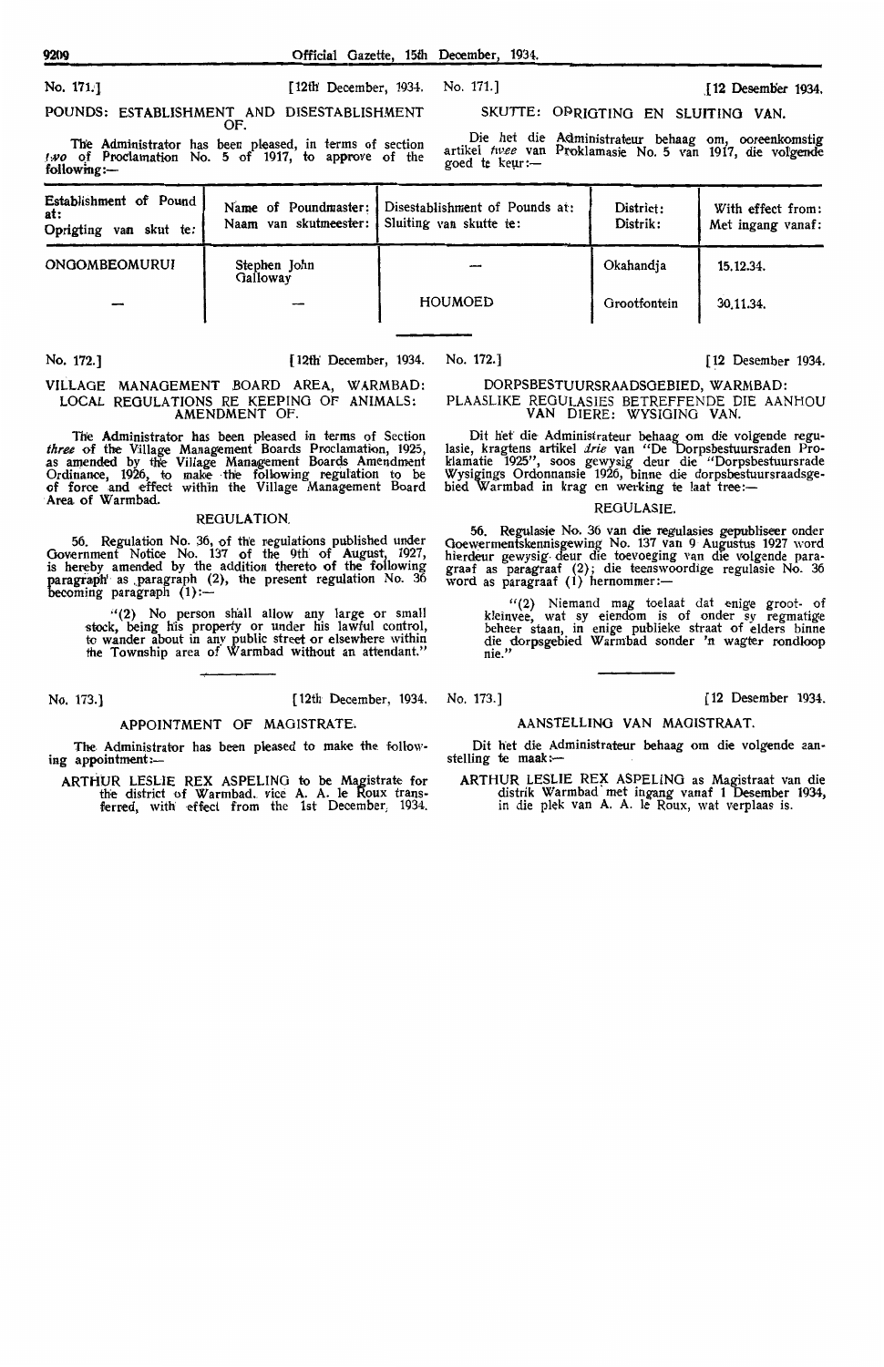No. 171.] [12th December, 1934.

## POUNDS: ESTABLISHMENT AND DISESTABLISHMENT OF.

The Administrator has been pleased, in terms of section *two* of Proclamation No. 5 of 1917, to approve of the following:—

No. 171.] [12 Desember 1934.

## SKUTTE: OPRIGTING EN SLUITING VAN.

Die het die Administrateur behaag om, ooreenkomstig artikel *twee* van Proklamasie No. 5 van 1917, die volgende goed te keur:—

| Establishment of Pound at: Oprigting van skut te: | Name of Poundmaster: Naam van skutmeester: | Disestablishment of Pounds at: Sluiting van skutte te: | District: Distrik: | With effect from: Met ingang vanaf: |
|---|---|---|---|---|
| ONGOMBEOMURUI | Stephen John Galloway | — | Okahandja | 15.12.34. |
| — | — | HOUMOED | Grootfontein | 30.11.34. |

No. 172.] [12th December, 1934.

## VILLAGE MANAGEMENT BOARD AREA, WARMBAD: LOCAL REGULATIONS RE KEEPING OF ANIMALS: AMENDMENT OF.

The Administrator has been pleased in terms of Section *three* of the Village Management Boards Proclamation, 1925, as amended by the Village Management Boards Amendment Ordinance, 1926, to make the following regulation to be of force and effect within the Village Management Board Area of Warmbad.

### REGULATION.

56. Regulation No. 36, of the regulations published under Government Notice No. 137 of the 9th of August, 1927, is hereby amended by the addition thereto of the following paragraph as paragraph (2), the present regulation No. 36 becoming paragraph (1):—

> "(2) No person shall allow any large or small stock, being his property or under his lawful control, to wander about in any public street or elsewhere within the Township area of Warmbad without an attendant."

No. 172.] [12 Desember 1934.

## DORPSBESTUURSRAADSGEBIED, WARMBAD: PLAASLIKE REGULASIES BETREFFENDE DIE AANHOU VAN DIERE: WYSIGING VAN.

Dit het die Administrateur behaag om die volgende regulasie, kragtens artikel *drie* van "De Dorpsbestuursraden Proklamatie 1925", soos gewysig deur die "Dorpsbestuursrade Wysigings Ordonnansie 1926, binne die dorpsbestuursraadsgebied Warmbad in krag en werking te laat tree:—

### REGULASIE.

56. Regulasie No. 36 van die regulasies gepubliseer onder Goewermentskennisgewing No. 137 van 9 Augustus 1927 word hierdeur gewysig deur die toevoeging van die volgende paragraaf as paragraaf (2); die teenswoordige regulasie No. 36 word as paragraaf (1) hernommer:—

> "(2) Niemand mag toelaat dat enige groot- of kleinvee, wat sy eiendom is of onder sy regmatige beheer staan, in enige publieke straat of elders binne die dorpsgebied Warmbad sonder 'n wagter rondloop nie."

No. 173.] [12th December, 1934.

## APPOINTMENT OF MAGISTRATE.

The Administrator has been pleased to make the following appointment:—

ARTHUR LESLIE REX ASPELING to be Magistrate for the district of Warmbad, vice A. A. le Roux transferred, with effect from the 1st December, 1934.

No. 173.] [12 Desember 1934.

## AANSTELLING VAN MAGISTRAAT.

Dit het die Administrateur behaag om die volgende aanstelling te maak:—

ARTHUR LESLIE REX ASPELING as Magistraat van die distrik Warmbad met ingang vanaf 1 Desember 1934, in die plek van A. A. le Roux, wat verplaas is.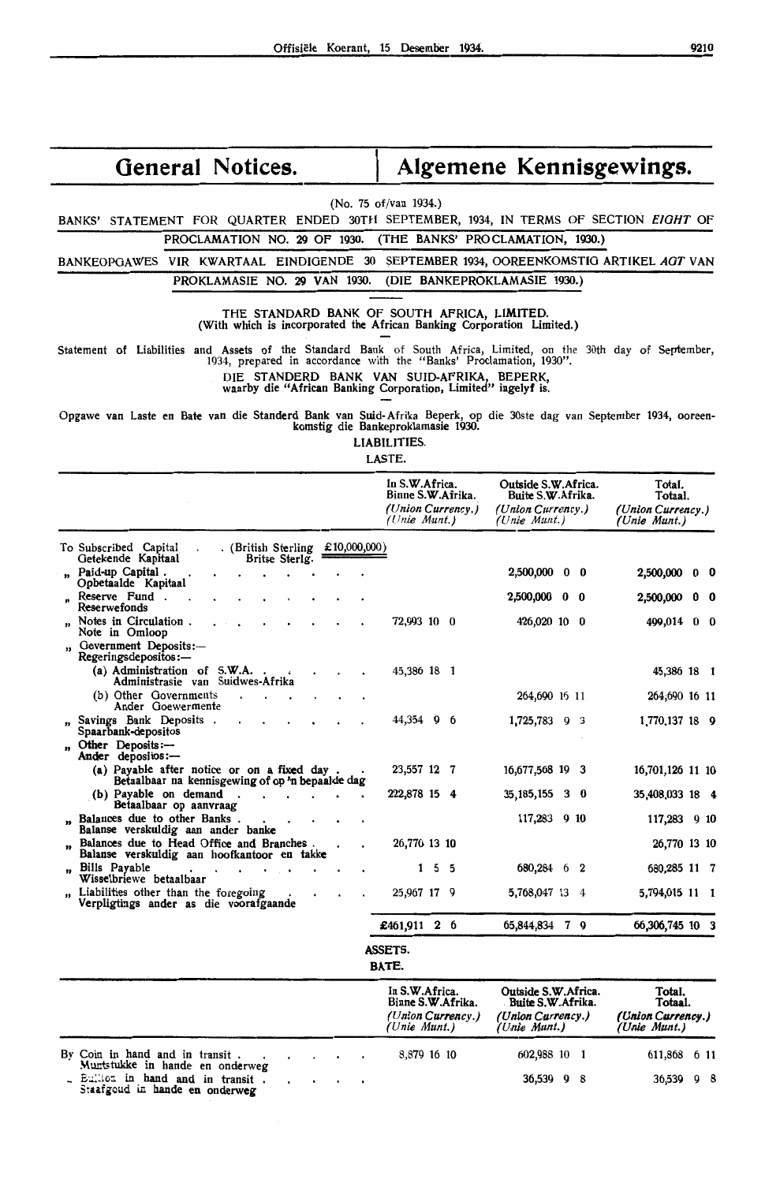# General Notices. | Algemene Kennisgewings.

(No. 75 of/van 1934.)

BANKS' STATEMENT FOR QUARTER ENDED 30TH SEPTEMBER, 1934, IN TERMS OF SECTION *EIGHT* OF PROCLAMATION NO. 29 OF 1930. (THE BANKS' PROCLAMATION, 1930.)

BANKEOPGAWES VIR KWARTAAL EINDIGENDE 30 SEPTEMBER 1934, OOREENKOMSTIG ARTIKEL *AGT* VAN PROKLAMASIE NO. 29 VAN 1930. (DIE BANKEPROKLAMASIE 1930.)

THE STANDARD BANK OF SOUTH AFRICA, LIMITED.
(With which is incorporated the African Banking Corporation Limited.)

Statement of Liabilities and Assets of the Standard Bank of South Africa, Limited, on the 30th day of September, 1934, prepared in accordance with the "Banks' Proclamation, 1930".

DIE STANDERD BANK VAN SUID-AFRIKA, BEPERK,
waarby die "African Banking Corporation, Limited" ingelyf is.

Opgawe van Laste en Bate van die Standerd Bank van Suid-Afrika Beperk, op die 30ste dag van September 1934, ooreenkomstig die Bankeproklamasie 1930.

LIABILITIES.

LASTE.

| | In S.W.Africa. Binne S.W.Afrika. *(Union Currency.) (Unie Munt.)* | Outside S.W.Africa. Buite S.W.Afrika. *(Union Currency.) (Unie Munt.)* | Total. Totaal. *(Union Currency.) (Unie Munt.)* |
|---|---|---|---|
| To Subscribed Capital (British Sterling £10,000,000) Getekende Kapitaal (Britse Sterlg.) | | | |
| " Paid-up Capital. Opbetaalde Kapitaal | | 2,500,000 0 0 | 2,500,000 0 0 |
| " Reserve Fund. Reserwefonds | | 2,500,000 0 0 | 2,500,000 0 0 |
| " Notes in Circulation. Note in Omloop | 72,993 10 0 | 426,020 10 0 | 499,014 0 0 |
| " Government Deposits:— Regeringsdepositos:— | | | |
| (a) Administration of S.W.A. Administrasie van Suidwes-Afrika | 45,386 18 1 | | 45,386 18 1 |
| (b) Other Governments Ander Goewermente | | 264,690 16 11 | 264,690 16 11 |
| " Savings Bank Deposits. Spaarbank-depositos | 44,354 9 6 | 1,725,783 9 3 | 1,770,137 18 9 |
| " Other Deposits:— Ander depositos:— | | | |
| (a) Payable after notice or on a fixed day. Betaalbaar na kennisgewing of op 'n bepaalde dag | 23,557 12 7 | 16,677,568 19 3 | 16,701,126 11 10 |
| (b) Payable on demand. Betaalbaar op aanvraag | 222,878 15 4 | 35,185,155 3 0 | 35,408,033 18 4 |
| " Balances due to other Banks. Balanse verskuldig aan ander banke | | 117,283 9 10 | 117,283 9 10 |
| " Balances due to Head Office and Branches. Balanse verskuldig aan hoofkantoor en takke | 26,770 13 10 | | 26,770 13 10 |
| " Bills Payable Wisselbriewe betaalbaar | 1 5 5 | 680,284 6 2 | 680,285 11 7 |
| " Liabilities other than the foregoing Verpligtings ander as die voorafgaande | 25,967 17 9 | 5,768,047 13 4 | 5,794,015 11 1 |
| | £461,911 2 6 | 65,844,834 7 9 | 66,306,745 10 3 |

ASSETS.

BATE.

| | In S.W.Africa. Binne S.W.Afrika. *(Union Currency.) (Unie Munt.)* | Outside S.W.Africa. Buite S.W.Afrika. *(Union Currency.) (Unie Munt.)* | Total. Totaal. *(Union Currency.) (Unie Munt.)* |
|---|---|---|---|
| By Coin in hand and in transit. Muntstukke in hande en onderweg | 8,879 16 10 | 602,988 10 1 | 611,868 6 11 |
| " Bullion in hand and in transit. Staafgoud in hande en onderweg | | 36,539 9 8 | 36,539 9 8 |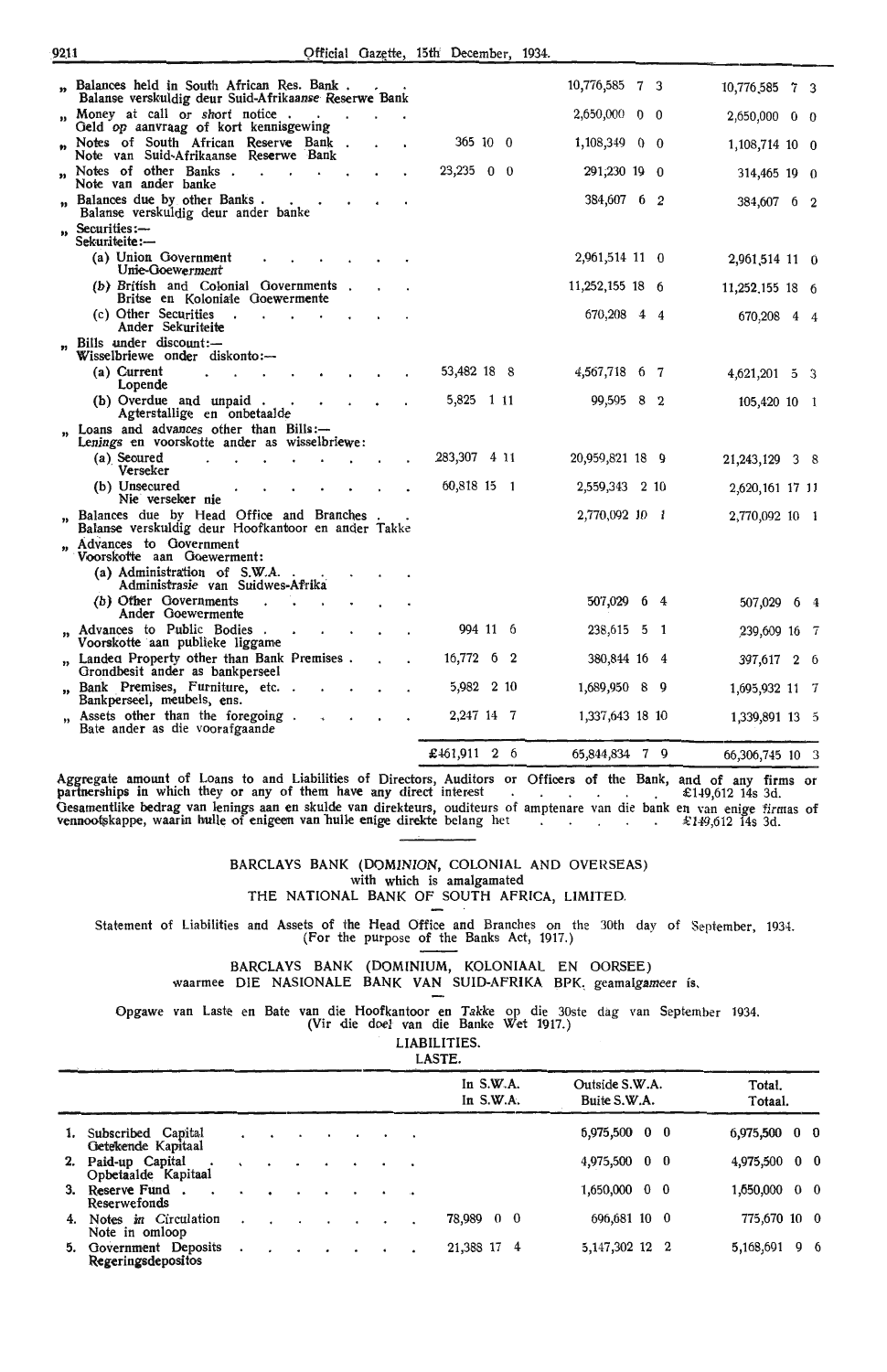| | In S.W.A. | Outside S.W.A. | Total. |
|---|---|---|---|
| " Balances held in South African Res. Bank . Balanse verskuldig deur Suid-Afrikaanse Reserwe Bank | | 10,776,585 7 3 | 10,776,585 7 3 |
| " Money at call or short notice . Geld op aanvraag of kort kennisgewing | | 2,650,000 0 0 | 2,650,000 0 0 |
| " Notes of South African Reserve Bank . Note van Suid-Afrikaanse Reserwe Bank | 365 10 0 | 1,108,349 0 0 | 1,108,714 10 0 |
| " Notes of other Banks . Note van ander banke | 23,235 0 0 | 291,230 19 0 | 314,465 19 0 |
| " Balances due by other Banks . Balanse verskuldig deur ander banke | | 384,607 6 2 | 384,607 6 2 |
| " Securities:— Sekuriteite:— | | | |
| (a) Union Government Unie-Goewerment | | 2,961,514 11 0 | 2,961,514 11 0 |
| (b) British and Colonial Governments . Britse en Koloniale Goewermente | | 11,252,155 18 6 | 11,252,155 18 6 |
| (c) Other Securities Ander Sekuriteite | | 670,208 4 4 | 670,208 4 4 |
| " Bills under discount:— Wisselbriewe onder diskonto:— | | | |
| (a) Current Lopende | 53,482 18 8 | 4,567,718 6 7 | 4,621,201 5 3 |
| (b) Overdue and unpaid . Agterstallige en onbetaalde | 5,825 1 11 | 99,595 8 2 | 105,420 10 1 |
| " Loans and advances other than Bills:— Lenings en voorskotte ander as wisselbriewe: | | | |
| (a) Secured Verseker | 283,307 4 11 | 20,959,821 18 9 | 21,243,129 3 8 |
| (b) Unsecured Nie verseker nie | 60,818 15 1 | 2,559,343 2 10 | 2,620,161 17 11 |
| " Balances due by Head Office and Branches . Balanse verskuldig deur Hoofkantoor en ander Takke | | 2,770,092 10 1 | 2,770,092 10 1 |
| " Advances to Government Voorskotte aan Goewerment: | | | |
| (a) Administration of S.W.A. . Administrasie van Suidwes-Afrika | | | |
| (b) Other Governments Ander Goewermente | | 507,029 6 4 | 507,029 6 4 |
| " Advances to Public Bodies . Voorskotte aan publieke liggame | 994 11 6 | 238,615 5 1 | 239,609 16 7 |
| " Landed Property other than Bank Premises . Grondbesit ander as bankperseel | 16,772 6 2 | 380,844 16 4 | 397,617 2 6 |
| " Bank Premises, Furniture, etc. . Bankperseel, meubels, ens. | 5,982 2 10 | 1,689,950 8 9 | 1,695,932 11 7 |
| " Assets other than the foregoing . Bate ander as die voorafgaande | 2,247 14 7 | 1,337,643 18 10 | 1,339,891 13 5 |
| | £461,911 2 6 | 65,844,834 7 9 | 66,306,745 10 3 |

Aggregate amount of Loans to and Liabilities of Directors, Auditors or Officers of the Bank, and of any firms or partnerships in which they or any of them have any direct interest . . . . . . £149,612 14s 3d.
Gesamentlike bedrag van lenings aan en skulde van direkteurs, ouditeurs of amptenare van die bank en van enige firmas of vennootskappe, waarin hulle of enigeen van hulle enige direkte belang het . . . . . . £149,612 14s 3d.

BARCLAYS BANK (DOMINION, COLONIAL AND OVERSEAS)
with which is amalgamated
THE NATIONAL BANK OF SOUTH AFRICA, LIMITED.

Statement of Liabilities and Assets of the Head Office and Branches on the 30th day of September, 1934.
(For the purpose of the Banks Act, 1917.)

BARCLAYS BANK (DOMINIUM, KOLONIAAL EN OORSEE)
waarmee DIE NASIONALE BANK VAN SUID-AFRIKA BPK. geamalgameer is.

Opgawe van Laste en Bate van die Hoofkantoor en Takke op die 30ste dag van September 1934.
(Vir die doel van die Banke Wet 1917.)

LIABILITIES.
LASTE.

| | In S.W.A. In S.W.A. | Outside S.W.A. Buite S.W.A. | Total. Totaal. |
|---|---|---|---|
| 1. Subscribed Capital Getekende Kapitaal | | 6,975,500 0 0 | 6,975,500 0 0 |
| 2. Paid-up Capital Opbetaalde Kapitaal | | 4,975,500 0 0 | 4,975,500 0 0 |
| 3. Reserve Fund . Reserwefonds | | 1,650,000 0 0 | 1,650,000 0 0 |
| 4. Notes in Circulation Note in omloop | 78,989 0 0 | 696,681 10 0 | 775,670 10 0 |
| 5. Government Deposits Regeringsdepositos | 21,388 17 4 | 5,147,302 12 2 | 5,168,691 9 6 |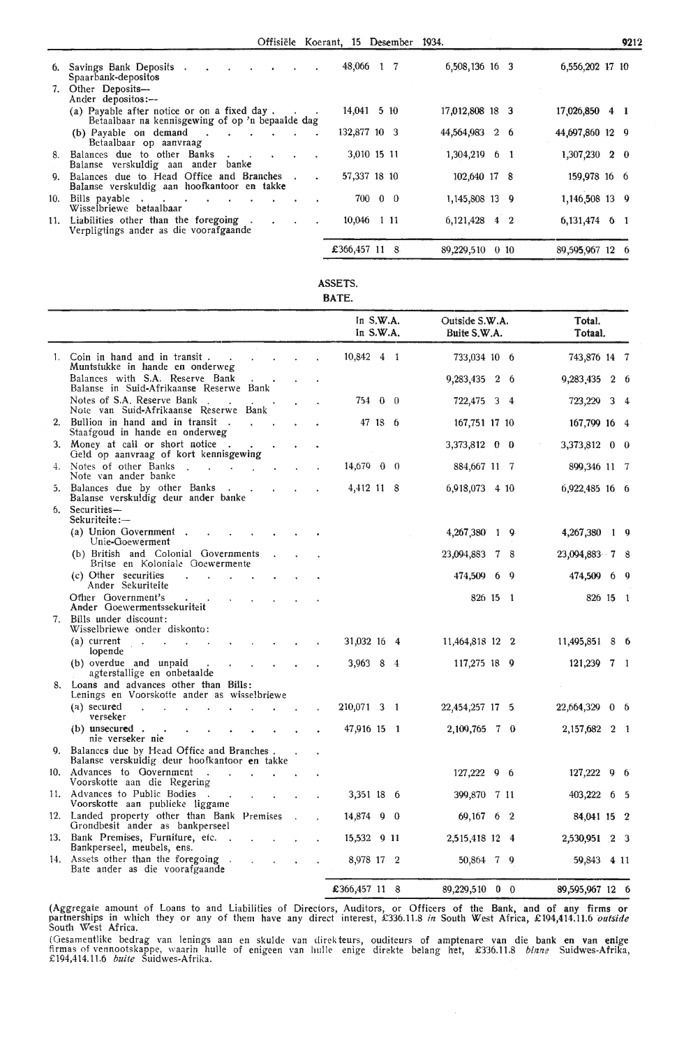| | In S.W.A. | Outside S.W.A. | Total. |
|---|---|---|---|
| 6. Savings Bank Deposits / Spaarbank-depositos | 48,066 1 7 | 6,508,136 16 3 | 6,556,202 17 10 |
| 7. Other Deposits— / Ander depositos:— | | | |
| (a) Payable after notice or on a fixed day / Betaalbaar na kennisgewing of op 'n bepaalde dag | 14,041 5 10 | 17,012,808 18 3 | 17,026,850 4 1 |
| (b) Payable on demand / Betaalbaar op aanvraag | 132,877 10 3 | 44,564,983 2 6 | 44,697,860 12 9 |
| 8. Balances due to other Banks / Balanse verskuldig aan ander banke | 3,010 15 11 | 1,304,219 6 1 | 1,307,230 2 0 |
| 9. Balances due to Head Office and Branches / Balanse verskuldig aan hoofkantoor en takke | 57,337 18 10 | 102,640 17 8 | 159,978 16 6 |
| 10. Bills payable / Wisselbriewe betaalbaar | 700 0 0 | 1,145,808 13 9 | 1,146,508 13 9 |
| 11. Liabilities other than the foregoing / Verpligtings ander as die voorafgaande | 10,046 1 11 | 6,121,428 4 2 | 6,131,474 6 1 |
| | £366,457 11 8 | 89,229,510 0 10 | 89,595,967 12 6 |

## ASSETS.
## BATE.

| | In S.W.A. / In S.W.A. | Outside S.W.A. / Buite S.W.A. | Total. / Totaal. |
|---|---|---|---|
| 1. Coin in hand and in transit / Muntstukke in hande en onderweg | 10,842 4 1 | 733,034 10 6 | 743,876 14 7 |
| Balances with S.A. Reserve Bank / Balanse in Suid-Afrikaanse Reserwe Bank | | 9,283,435 2 6 | 9,283,435 2 6 |
| Notes of S.A. Reserve Bank / Note van Suid-Afrikaanse Reserwe Bank | 754 0 0 | 722,475 3 4 | 723,229 3 4 |
| 2. Bullion in hand and in transit / Staafgoud in hande en onderweg | 47 18 6 | 167,751 17 10 | 167,799 16 4 |
| 3. Money at call or short notice / Geld op aanvraag of kort kennisgewing | | 3,373,812 0 0 | 3,373,812 0 0 |
| 4. Notes of other Banks / Note van ander banke | 14,679 0 0 | 884,667 11 7 | 899,346 11 7 |
| 5. Balances due by other Banks / Balanse verskuldig deur ander banke | 4,412 11 8 | 6,918,073 4 10 | 6,922,485 16 6 |
| 6. Securities— / Sekuriteite:— | | | |
| (a) Union Government / Unie-Goewerment | | 4,267,380 1 9 | 4,267,380 1 9 |
| (b) British and Colonial Governments / Britse en Koloniale Goewermente | | 23,094,883 7 8 | 23,094,883 7 8 |
| (c) Other securities / Ander Sekuriteite | | 474,509 6 9 | 474,509 6 9 |
| Other Government's / Ander Goewermentssekuriteit | | 826 15 1 | 826 15 1 |
| 7. Bills under discount: / Wisselbriewe onder diskonto: | | | |
| (a) current / lopende | 31,032 16 4 | 11,464,818 12 2 | 11,495,851 8 6 |
| (b) overdue and unpaid / agterstallige en onbetaalde | 3,963 8 4 | 117,275 18 9 | 121,239 7 1 |
| 8. Loans and advances other than Bills: / Lenings en Voorskotte ander as wisselbriewe | | | |
| (a) secured / verseker | 210,071 3 1 | 22,454,257 17 5 | 22,664,329 0 6 |
| (b) unsecured / nie verseker nie | 47,916 15 1 | 2,109,765 7 0 | 2,157,682 2 1 |
| 9. Balances due by Head Office and Branches / Balanse verskuldig deur hoofkantoor en takke | | | |
| 10. Advances to Government / Voorskotte aan die Regering | | 127,222 9 6 | 127,222 9 6 |
| 11. Advances to Public Bodies / Voorskotte aan publieke liggame | 3,351 18 6 | 399,870 7 11 | 403,222 6 5 |
| 12. Landed property other than Bank Premises / Grondbesit ander as bankperseel | 14,874 9 0 | 69,167 6 2 | 84,041 15 2 |
| 13. Bank Premises, Furniture, etc. / Bankperseel, meubels, ens. | 15,532 9 11 | 2,515,418 12 4 | 2,530,951 2 3 |
| 14. Assets other than the foregoing / Bate ander as die voorafgaande | 8,978 17 2 | 50,864 7 9 | 59,843 4 11 |
| | £366,457 11 8 | 89,229,510 0 0 | 89,595,967 12 6 |

(Aggregate amount of Loans to and Liabilities of Directors, Auditors, or Officers of the Bank, and of any firms or partnerships in which they or any of them have any direct interest, £336.11.8 *in* South West Africa, £194,414.11.6 *outside* South West Africa.

(Gesamentlike bedrag van lenings aan en skulde van direkteurs, ouditeurs of amptenare van die bank en van enige firmas of vennootskappe, waarin hulle of enigeen van hulle enige direkte belang het, £336.11.8 *binne* Suidwes-Afrika, £194,414.11.6 *buite* Suidwes-Afrika.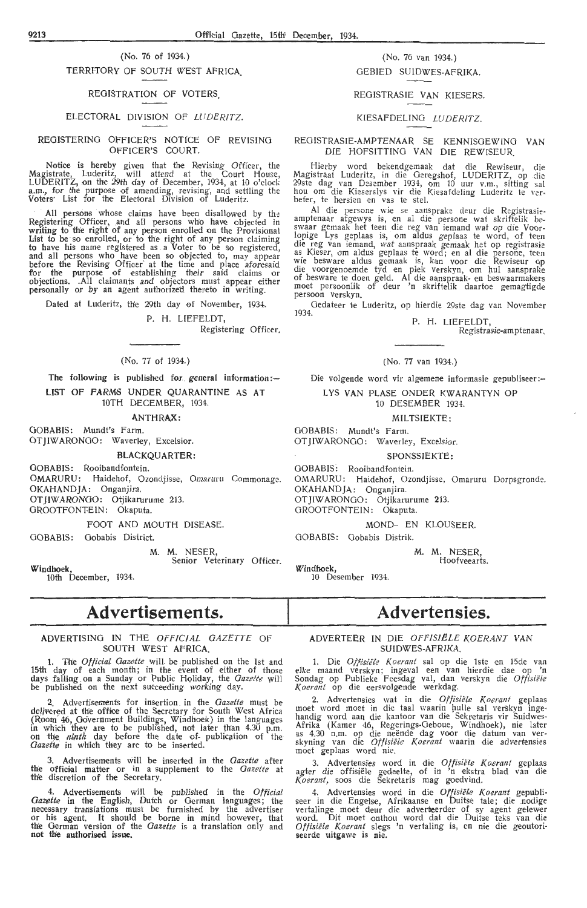(No. 76 of 1934.)

TERRITORY OF SOUTH WEST AFRICA.

REGISTRATION OF VOTERS.

ELECTORAL DIVISION OF *LUDERITZ.*

REGISTERING OFFICER'S NOTICE OF REVISING OFFICER'S COURT.

Notice is hereby given that the Revising Officer, the Magistrate, Luderitz, will attend at the Court House, LUDERITZ, on the 29th day of December, 1934, at 10 o'clock a.m., for the purpose of amending, revising, and settling the Voters' List for the Electoral Division of Luderitz.

All persons whose claims have been disallowed by the Registering Officer, and all persons who have objected in writing to the right of any person enrolled on the Provisional List to be so enrolled, or to the right of any person claiming to have his name registered as a Voter to be so registered, and all persons who have been so objected to, may appear before the Revising Officer at the time and place aforesaid for the purpose of establishing their said claims or objections. All claimants and objectors must appear either personally or by an agent authorized thereto in writing.

Dated at Luderitz, the 29th day of November, 1934.

P. H. LIEFELDT,
Registering Officer.

(No. 76 van 1934.)

GEBIED SUIDWES-AFRIKA.

REGISTRASIE VAN KIESERS.

KIESAFDELING *LUDERITZ.*

REGISTRASIE-AMPTENAAR SE KENNISGEWING VAN DIE HOFSITTING VAN DIE REWISEUR.

Hierby word bekendgemaak dat die Rewiseur, die Magistraat Luderitz, in die Geregshof, LUDERITZ, op die 29ste dag van Desember 1934, om 10 uur v.m., sitting sal hou om die Kieserslys vir die Kiesafdeling Luderitz te verbeter, te hersien en vas te stel.

Al die persone wie se aansprake deur die Registrasieamptenaar afgewys is, en al die persone wat skriftelik beswaar gemaak het teen die reg van iemand wat op die Voorlopige Lys geplaas is, om aldus geplaas te word, of teen die reg van iemand, wat aanspraak gemaak het op registrasie as Kieser, om aldus geplaas te word; en al die persone, teen wie besware aldus gemaak is, kan voor die Rewiseur op die voorgenoemde tyd en plek verskyn, om hul aansprake of besware te doen geld. Al die aanspraak- en beswaarmakers moet persoonlik of deur 'n skriftelik daartoe gemagtigde persoon verskyn.

Gedateer te Luderitz, op hierdie 29ste dag van November 1934.

P. H. LIEFELDT,
Registrasie-amptenaar.

(No. 77 of 1934.)

The following is published for general information:—

LIST OF FARMS UNDER QUARANTINE AS AT 10TH DECEMBER, 1934.

**ANTHRAX:**

GOBABIS: Mundt's Farm.
OTJIWARONGO: Waverley, Excelsior.

**BLACKQUARTER:**

GOBABIS: Rooibandfontein.
OMARURU: Haidehof, Ozondjisse, Omaruru Commonage.
OKAHANDJA: Onganjira.
OTJIWARONGO: Otjikarurume 213.
GROOTFONTEIN: Okaputa.

FOOT AND MOUTH DISEASE.

GOBABIS: Gobabis District.

M. M. NESER,
Senior Veterinary Officer.

**Windhoek,**
10th December, 1934.

(No. 77 van 1934.)

Die volgende word vir algemene informasie gepubliseer:—

LYS VAN PLASE ONDER KWARANTYN OP 10 DESEMBER 1934.

MILTSIEKTE:

GOBABIS: Mundt's Farm.
OTJIWARONGO: Waverley, Excelsior.

SPONSSIEKTE:

GOBABIS: Rooibandfontein.
OMARURU: Haidehof, Ozondjisse, Omaruru Dorpsgronde.
OKAHANDJA: Onganjira.
OTJIWARONGO: Otjikarurume 213.
GROOTFONTEIN: Okaputa.

MOND- EN KLOUSEER.

GOBABIS: Gobabis Distrik.

M. M. NESER,
Hoofveearts.

**Windhoek,**
10 Desember 1934.

# Advertisements.

ADVERTISING IN THE *OFFICIAL GAZETTE* OF SOUTH WEST AFRICA.

1. The *Official Gazette* will be published on the 1st and 15th day of each month; in the event of either of those days falling on a Sunday or Public Holiday, the *Gazette* will be published on the next succeeding working day.

2. Advertisements for insertion in the *Gazette* must be delivered at the office of the Secretary for South West Africa (Room 46, Government Buildings, Windhoek) in the languages in which they are to be published, not later than 4.30 p.m. on the *ninth* day before the date of publication of the *Gazette* in which they are to be inserted.

3. Advertisements will be inserted in the *Gazette* after the official matter or in a supplement to the *Gazette* at the discretion of the Secretary.

4. Advertisements will be published in the *Official Gazette* in the English, Dutch or German languages; the necessary translations must be furnished by the advertiser or his agent. It should be borne in mind however, that the German version of the *Gazette* is a translation only and **not the authorised issue.**

# Advertensies.

ADVERTEER IN DIE *OFFISIËLE KOERANT* VAN SUIDWES-AFRIKA.

1. Die *Offisiële Koerant* sal op die 1ste en 15de van elke maand verskyn; ingeval een van hierdie dae op 'n Sondag op Publieke Feesdag val, dan verskyn die *Offisiële Koerant* op die eersvolgende werkdag.

2. Advertensies wat in die *Offisiële Koerant* geplaas moet word moet in die taal waarin hulle sal verskyn ingehandig word aan die kantoor van die Sekretaris vir Suidwes-Afrika (Kamer 46, Regerings-Geboue, Windhoek), nie later as 4.30 n.m. op die neënde dag voor die datum van verskyning van die *Offisiële Koerant* waarin die advertensies moet geplaas word nie.

3. Advertensies word in die *Offisiële Koerant* geplaas agter die offisiële gedeelte, of in 'n ekstra blad van die *Koerant*, soos die Sekretaris mag goedvind.

4. Advertensies word in die *Offisiële Koerant* gepubliseer in die Engelse, Afrikaanse en Duitse tale; die nodige vertalinge moet deur die adverteerder of sy agent gelewer word. Dit moet onthou word dat die Duitse teks van die *Offisiële Koerant* slegs 'n vertaling is, en nie die geoutoriseerde uitgawe is **nie.**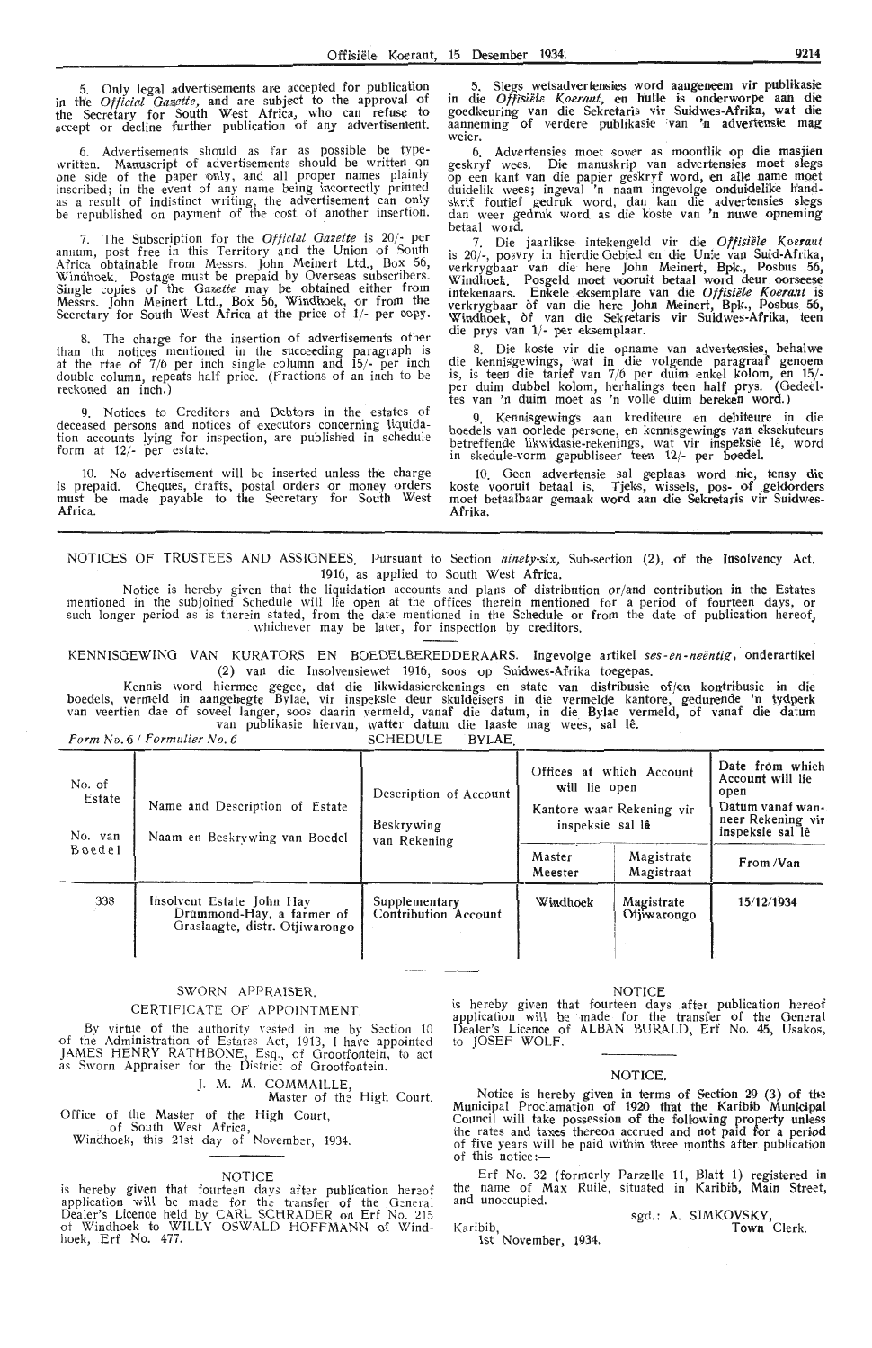5. Only legal advertisements are accepted for publication in the *Official Gazette*, and are subject to the approval of the Secretary for South West Africa, who can refuse to accept or decline further publication of any advertisement.

6. Advertisements should as far as possible be typewritten. Manuscript of advertisements should be written on one side of the paper only, and all proper names plainly inscribed; in the event of any name being incorrectly printed as a result of indistinct writing, the advertisement can only be republished on payment of the cost of another insertion.

7. The Subscription for the *Official Gazette* is 20/- per annum, post free in this Territory and the Union of South Africa obtainable from Messrs. John Meinert Ltd., Box 56, Windhoek. Postage must be prepaid by Overseas subscribers. Single copies of the *Gazette* may be obtained either from Messrs. John Meinert Ltd., Box 56, Windhoek, or from the Secretary for South West Africa at the price of 1/- per copy.

8. The charge for the insertion of advertisements other than the notices mentioned in the succeeding paragraph is at the rtae of 7/6 per inch single column and 15/- per inch double column, repeats half price. (Fractions of an inch to be reckoned an inch.)

9. Notices to Creditors and Debtors in the estates of deceased persons and notices of executors concerning liquidation accounts lying for inspection, are published in schedule form at 12/- per estate.

10. No advertisement will be inserted unless the charge is prepaid. Cheques, drafts, postal orders or money orders must be made payable to the Secretary for South West Africa.

5. Slegs wetsadvertensies word aangeneem vir publikasie in die *Offisiële Koerant*, en hulle is onderworpe aan die goedkeuring van die Sekretaris vir Suidwes-Afrika, wat die aanneming of verdere publikasie van 'n advertensie mag weier.

6. Advertensies moet sover as moontlik op die masjien geskryf wees. Die manuskrip van advertensies moet slegs op een kant van die papier geskryf word, en alle name moet duidelik wees; ingeval 'n naam ingevolge onduidelike handskrif foutief gedruk word, dan kan die advertensies slegs dan weer gedruk word as die koste van 'n nuwe opneming betaal word.

7. Die jaarlikse intekengeld vir die *Offisiële Koerant* is 20/-, posvry in hierdie Gebied en die Unie van Suid-Afrika, verkrygbaar van die here John Meinert, Bpk., Posbus 56, Windhoek. Posgeld moet vooruit betaal word deur oorseese intekenaars. Enkele eksemplare van die *Offisiële Koerant* is verkrygbaar òf van die here John Meinert, Bpk., Posbus 56, Windhoek, òf van die Sekretaris vir Suidwes-Afrika, teen die prys van 1/- per eksemplaar.

8. Die koste vir die opname van advertensies, behalwe die kennisgewings, wat in die volgende paragraaf genoem is, is teen die tarief van 7/6 per duim enkel kolom, en 15/- per duim dubbel kolom, herhalings teen half prys. (Gedeeltes van 'n duim moet as 'n volle duim bereken word.)

9. Kennisgewings aan krediteure en debiteure in die boedels van oorlede persone, en kennisgewings van eksekuteurs betreffende likwidasie-rekenings, wat vir inspeksie lê, word in skedule-vorm gepubliseer teen 12/- per boedel.

10. Geen advertensie sal geplaas word nie, tensy die koste vooruit betaal is. Tjeks, wissels, pos- of geldorders moet betaalbaar gemaak word aan die Sekretaris vir Suidwes-Afrika.

---

NOTICES OF TRUSTEES AND ASSIGNEES. Pursuant to Section *ninety-six*, Sub-section (2), of the Insolvency Act. 1916, as applied to South West Africa.

Notice is hereby given that the liquidation accounts and plans of distribution or/and contribution in the Estates mentioned in the subjoined Schedule will lie open at the offices therein mentioned for a period of fourteen days, or such longer period as is therein stated, from the date mentioned in the Schedule or from the date of publication hereof, whichever may be later, for inspection by creditors.

KENNISGEWING VAN KURATORS EN BOEDELBEREDDERAARS. Ingevolge artikel *ses-en-neëntig*, onderartikel (2) van die Insolvensiewet 1916, soos op Suidwes-Afrika toegepas.

Kennis word hiermee gegee, dat die likwidasierekenings en state van distribusie of/en kontribusie in die boedels, vermeld in aangehegte Bylae, vir inspeksie deur skuldeisers in die vermelde kantore, gedurende 'n tydperk van veertien dae of soveel langer, soos daarin vermeld, vanaf die datum, in die Bylae vermeld, of vanaf die datum van publikasie hiervan, watter datum die laaste mag wees, sal lê.

*Form No. 6 / Formulier No. 6* SCHEDULE — BYLAE.

| No. of Estate / No. van Boedel | Name and Description of Estate / Naam en Beskrywing van Boedel | Description of Account / Beskrywing van Rekening | Offices at which Account will lie open / Kantore waar Rekening vir inspeksie sal lê | | Date from which Account will lie open / Datum vanaf wanneer Rekening vir inspeksie sal lê |
|---|---|---|---|---|---|
| | | | Master / Meester | Magistrate / Magistraat | From / Van |
| 338 | Insolvent Estate John Hay Drummond-Hay, a farmer of Graslaagte, distr. Otjiwarongo | Supplementary Contribution Account | Windhoek | Magistrate Otjiwarongo | 15/12/1934 |

---

SWORN APPRAISER.

CERTIFICATE OF APPOINTMENT.

By virtue of the authority vested in me by Section 10 of the Administration of Estates Act, 1913, I have appointed JAMES HENRY RATHBONE, Esq., of Grootfontein, to act as Sworn Appraiser for the District of Grootfontein.

J. M. M. COMMAILLE,
Master of the High Court.

Office of the Master of the High Court,
of South West Africa,
Windhoek, this 21st day of November, 1934.

NOTICE

is hereby given that fourteen days after publication hereof application will be made for the transfer of the General Dealer's Licence held by CARL SCHRADER on Erf No. 215 of Windhoek to WILLY OSWALD HOFFMANN of Windhoek, Erf No. 477.

NOTICE

is hereby given that fourteen days after publication hereof application will be made for the transfer of the General Dealer's Licence of ALBAN BURALD, Erf No. 45, Usakos, to JOSEF WOLF.

NOTICE.

Notice is hereby given in terms of Section 29 (3) of the Municipal Proclamation of 1920 that the Karibib Municipal Council will take possession of the following property unless the rates and taxes thereon accrued and not paid for a period of five years will be paid within three months after publication of this notice:—

Erf No. 32 (formerly Parzelle 11, Blatt 1) registered in the name of Max Ruile, situated in Karibib, Main Street, and unoccupied.

sgd.: A. SIMKOVSKY,
Town Clerk.

Karibib,
1st November, 1934.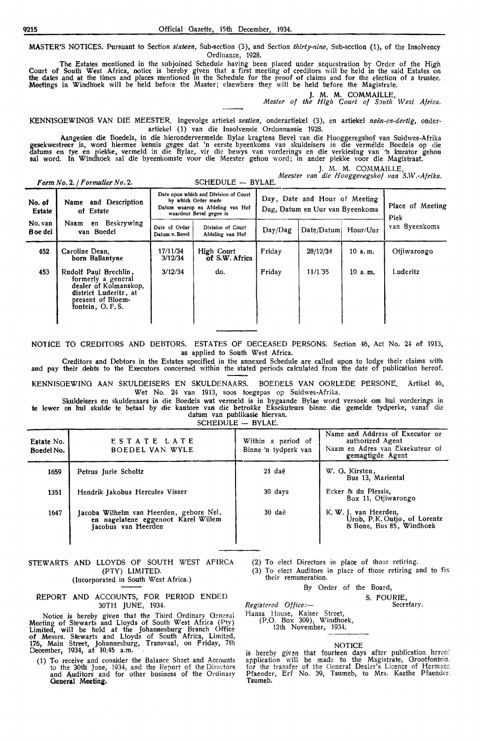MASTER'S NOTICES. Pursuant to Section *sixteen*, Sub-section (3), and Section *thirty-nine*, Sub-section (1), of the Insolvency Ordinance, 1928.

The Estates mentioned in the subjoined Schedule having been placed under sequestration by Order of the High Court of South West Africa, notice is hereby given that a first meeting of creditors will be held in the said Estates on the dates and at the times and places mentioned in the Schedule for the proof of claims and for the election of a trustee. Meetings in Windhoek will be held before the Master; elsewhere they will be held before the Magistrate.

J. M. M. COMMAILLE,
*Master of the High Court of South West Africa.*

KENNISGEWINGS VAN DIE MEESTER. Ingevolge artiekel *sestien*, onderartiekel (3), en artiekel *neën-en-dertig*, onderartiekel (1) van die Insolvensie Ordonnansie 1928.

Aangesien die Boedels, in die hierondervermelde Bylae kragtens Bevel van die Hooggeregshof van Suidwes-Afrika gesekwestreer is, word hiermee kennis gegee dat 'n eerste byeenkoms van skuldeisers in die vermelde Boedels op die datums en tye en plekke, vermeld in die Bylae, vir die bewys van vorderings en die verkiesing van 'n kurator gehou sal word. In Windhoek sal die byeenkomste voor die Meester gehou word; in ander plekke voor die Magistraat.

J. M. M. COMMAILLE,
*Meester van die Hooggeregshof van S.W.-Afrika.*

*Form No. 2. / Formulier No. 2.*

SCHEDULE — BYLAE.

| No. of Estate / No. van Boedel | Name and Description of Estate / Naam en Beskrywing van Boedel | Date upon which and Division of Court by which Order made / Datum waarop en Afdeling van Hof waardeur Bevel gegee is | | Day, Date and Hour of Meeting / Dag, Datum en Uur van Byeenkoms | | | Place of Meeting / Plek van Byeenkoms |
|---|---|---|---|---|---|---|---|
| | | Date of Order / Datum v. Bevel | Division of Court / Afdeling van Hof | Day/Dag | Date/Datum | Hour/Uur | |
| 452 | Caroline Dean, born Ballantyne | 17/11/34 3/12/34 | High Court of S.W. Africa | Friday | 28/12/34 | 10 a. m. | Otjiwarongo |
| 453 | Rudolf Paul Brechlin, formerly a general dealer of Kolmanskop, district Luderitz, at present of Bloemfontein, O. F. S. | 3/12/34 | do. | Friday | 11/1/35 | 10 a. m. | Luderitz |

NOTICE TO CREDITORS AND DEBTORS. ESTATES OF DECEASED PERSONS. Section 46, Act No. 24 of 1913, as applied to South West Africa.

Creditors and Debtors in the Estates specified in the annexed Schedule are called upon to lodge their claims with and pay their debts to the Executors concerned within the stated periods calculated from the date of publication hereof.

KENNISGEWING AAN SKULDEISERS EN SKULDENAARS. BOEDELS VAN OORLEDE PERSONE. Artikel 46, Wet No. 24 van 1913, soos toegepas op Suidwes-Afrika.

Skuldeisers en skuldenaars in die Boedels wat vermeld is in bygaande Bylae word versoek om hul vorderings in te lewer en hul skulde te betaal by die kantore van die betrokke Eksekuteurs binne die gemelde tydperke, vanaf die datum van publikasie hiervan.

SCHEDULE — BYLAE.

| Estate No. / Boedel No. | ESTATE LATE / BOEDEL VAN WYLE | Within a period of / Binne 'n tydperk van | Name and Address of Executor or authorized Agent / Naam en Adres van Eksekuteur of gemagtigde Agent |
|---|---|---|---|
| 1659 | Petrus Jurie Scholtz | 21 daë | W. G. Kirsten, Bus 13, Mariental |
| 1351 | Hendrik Jakobus Hercules Visser | 30 days | Ecker & du Plessis, Box 11, Otjiwarongo |
| 1647 | Jacoba Wilhelm van Heerden, gebore Nel, en nagelatene eggenoot Karel Willem Jacobus van Heerden | 30 daë | K. W. J. van Heerden, Urob, P.K. Outjo, of Lorentz & Bone, Bus 85, Windhoek |

STEWARTS AND LLOYDS OF SOUTH WEST AFIRCA (PTY) LIMITED.
(Incorporated in South West Africa.)

REPORT AND ACCOUNTS, FOR PERIOD ENDED 30TH JUNE, 1934.

Notice is hereby given that the Third Ordinary General Meeting of Stewarts and Lloyds of South West Africa (Pty) Limited, will be held at the Johannesburg Branch Office of Messrs. Stewarts and Lloyds of South Africa, Limited, 176, Main Street, Johannesburg, Transvaal, on Friday, 7th December, 1934, at 10.45 a.m.

(1) To receive and consider the Balance Sheet and Accounts to the 30th June, 1934, and the Report of the Directors and Auditors and for other business of the Ordinary General Meeting.

(2) To elect Directors in place of those retiring.

(3) To elect Auditors in place of those retiring and to fix their remuneration.

By Order of the Board,

S. FOURIE,
Secretary.

*Registered Office:—*
Hansa House, Kaiser Street,
(P.O. Box 309), Windhoek,
12th November, 1934.

NOTICE

is hereby given that fourteen days after publication hereof application will be made to the Magistrate, Grootfontein, for the transfer of the General Dealer's Licence of Hermann Pfaender, Erf No. 39, Tsumeb, to Mrs. Kaethe Pfaender, Tsumeb.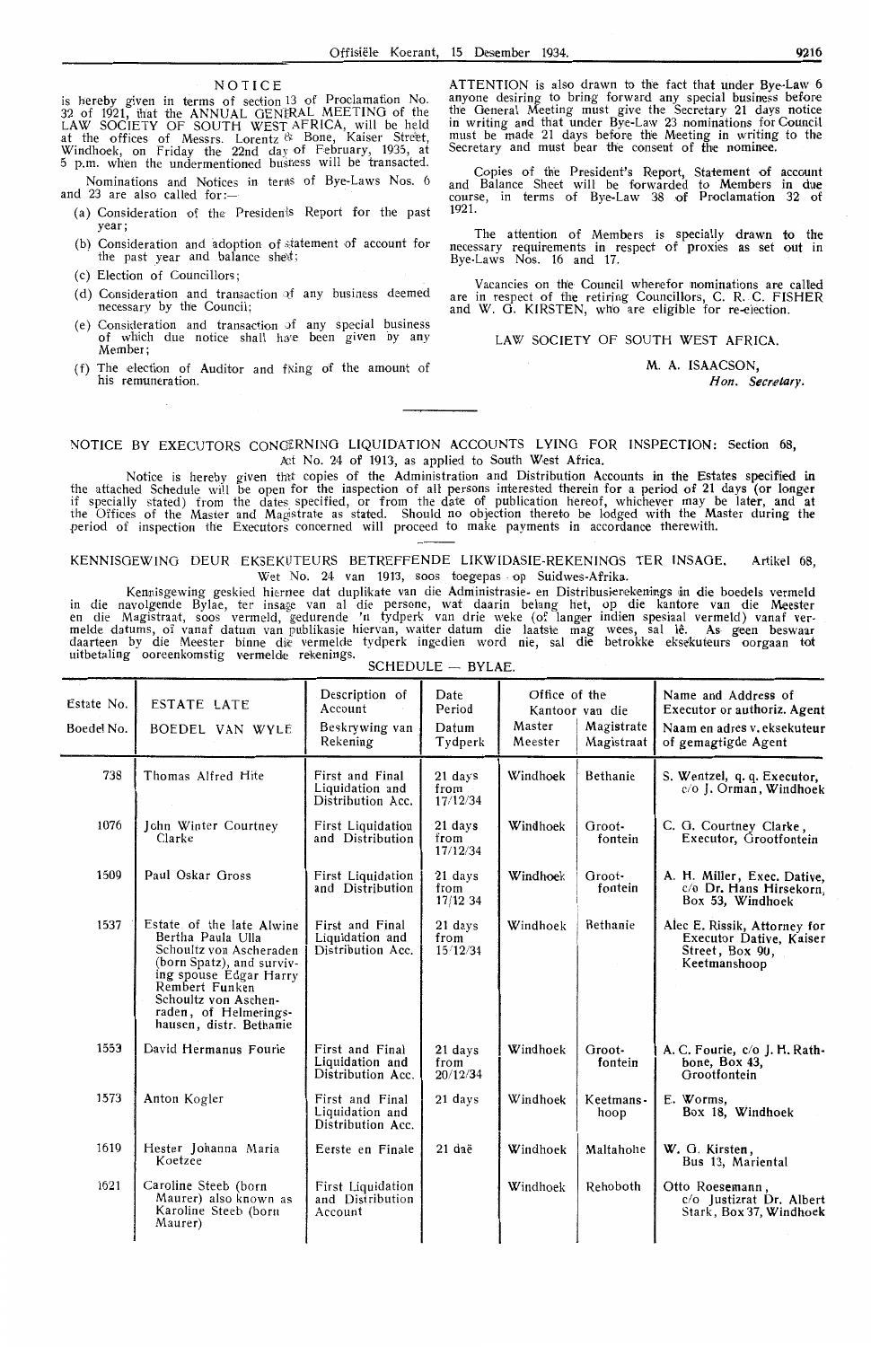## NOTICE

is hereby given in terms of section 13 of Proclamation No. 32 of 1921, that the ANNUAL GENERAL MEETING of the LAW SOCIETY OF SOUTH WEST AFRICA, will be held at the offices of Messrs. Lorentz & Bone, Kaiser Street, Windhoek, on Friday the 22nd day of February, 1935, at 5 p.m. when the undermentioned business will be transacted.

Nominations and Notices in terms of Bye-Laws Nos. 6 and 23 are also called for:—

(a) Consideration of the Presidents Report for the past year;

(b) Consideration and adoption of statement of account for the past year and balance sheet;

(c) Election of Councillors;

(d) Consideration and transaction of any business deemed necessary by the Council;

(e) Consideration and transaction of any special business of which due notice shall have been given by any Member;

(f) The election of Auditor and fixing of the amount of his remuneration.

ATTENTION is also drawn to the fact that under Bye-Law 6 anyone desiring to bring forward any special business before the General Meeting must give the Secretary 21 days notice in writing and that under Bye-Law 23 nominations for Council must be made 21 days before the Meeting in writing to the Secretary and must bear the consent of the nominee.

Copies of the President's Report, Statement of account and Balance Sheet will be forwarded to Members in due course, in terms of Bye-Law 38 of Proclamation 32 of 1921.

The attention of Members is specially drawn to the necessary requirements in respect of proxies as set out in Bye-Laws Nos. 16 and 17.

Vacancies on the Council wherefor nominations are called are in respect of the retiring Councillors, C. R. C. FISHER and W. G. KIRSTEN, who are eligible for re-election.

LAW SOCIETY OF SOUTH WEST AFRICA.

M. A. ISAACSON,
*Hon. Secretary.*

---

NOTICE BY EXECUTORS CONCERNING LIQUIDATION ACCOUNTS LYING FOR INSPECTION: Section 68, Act No. 24 of 1913, as applied to South West Africa.

Notice is hereby given that copies of the Administration and Distribution Accounts in the Estates specified in the attached Schedule will be open for the inspection of all persons interested therein for a period of 21 days (or longer if specially stated) from the dates specified, or from the date of publication hereof, whichever may be later, and at the Offices of the Master and Magistrate as stated. Should no objection thereto be lodged with the Master during the period of inspection the Executors concerned will proceed to make payments in accordance therewith.

KENNISGEWING DEUR EKSEKUTEURS BETREFFENDE LIKWIDASIE-REKENINGS TER INSAGE. Artikel 68, Wet No. 24 van 1913, soos toegepas op Suidwes-Afrika.

Kennisgewing geskied hiermee dat duplikate van die Administrasie- en Distribusierekenings in die boedels vermeld in die navolgende Bylae, ter insage van al die persone, wat daarin belang het, op die kantore van die Meester en die Magistraat, soos vermeld, gedurende 'n tydperk van drie weke (of langer indien spesiaal vermeld) vanaf vermelde datums, of vanaf datum van publikasie hiervan, watter datum die laatste mag wees, sal lê. As geen beswaar daarteen by die Meester binne die vermelde tydperk ingedien word nie, sal die betrokke eksekuteurs oorgaan tot uitbetaling ooreenkomstig vermelde rekenings.

SCHEDULE — BYLAE.

| Estate No. / Boedel No. | ESTATE LATE / BOEDEL VAN WYLE | Description of Account / Beskrywing van Rekening | Date Period / Datum Tydperk | Office of the Master / Kantoor van die Meester | Magistrate / Magistraat | Name and Address of Executor or authoriz. Agent / Naam en adres v. eksekuteur of gemagtigde Agent |
|---|---|---|---|---|---|---|
| 738 | Thomas Alfred Hite | First and Final Liquidation and Distribution Acc. | 21 days from 17/12/34 | Windhoek | Bethanie | S. Wentzel, q. q. Executor, c/o J. Orman, Windhoek |
| 1076 | John Winter Courtney Clarke | First Liquidation and Distribution | 21 days from 17/12/34 | Windhoek | Grootfontein | C. G. Courtney Clarke, Executor, Grootfontein |
| 1509 | Paul Oskar Gross | First Liquidation and Distribution | 21 days from 17/12 34 | Windhoek | Grootfontein | A. H. Miller, Exec. Dative, c/o Dr. Hans Hirsekorn, Box 53, Windhoek |
| 1537 | Estate of the late Alwine Bertha Paula Ulla Schoultz von Ascheraden (born Spatz), and surviving spouse Edgar Harry Rembert Funken Schoultz von Ascheraden, of Helmeringshausen, distr. Bethanie | First and Final Liquidation and Distribution Acc. | 21 days from 15/12/34 | Windhoek | Bethanie | Alec E. Rissik, Attorney for Executor Dative, Kaiser Street, Box 90, Keetmanshoop |
| 1553 | David Hermanus Fourie | First and Final Liquidation and Distribution Acc. | 21 days from 20/12/34 | Windhoek | Grootfontein | A. C. Fourie, c/o J. H. Rathbone, Box 43, Grootfontein |
| 1573 | Anton Kogler | First and Final Liquidation and Distribution Acc. | 21 days | Windhoek | Keetmanshoop | E. Worms, Box 18, Windhoek |
| 1619 | Hester Johanna Maria Koetzee | Eerste en Finale | 21 dae | Windhoek | Maltahohe | W. G. Kirsten, Bus 13, Mariental |
| 1621 | Caroline Steeb (born Maurer) also known as Karoline Steeb (born Maurer) | First Liquidation and Distribution Account | | Windhoek | Rehoboth | Otto Roesemann, c/o Justizrat Dr. Albert Stark, Box 37, Windhoek |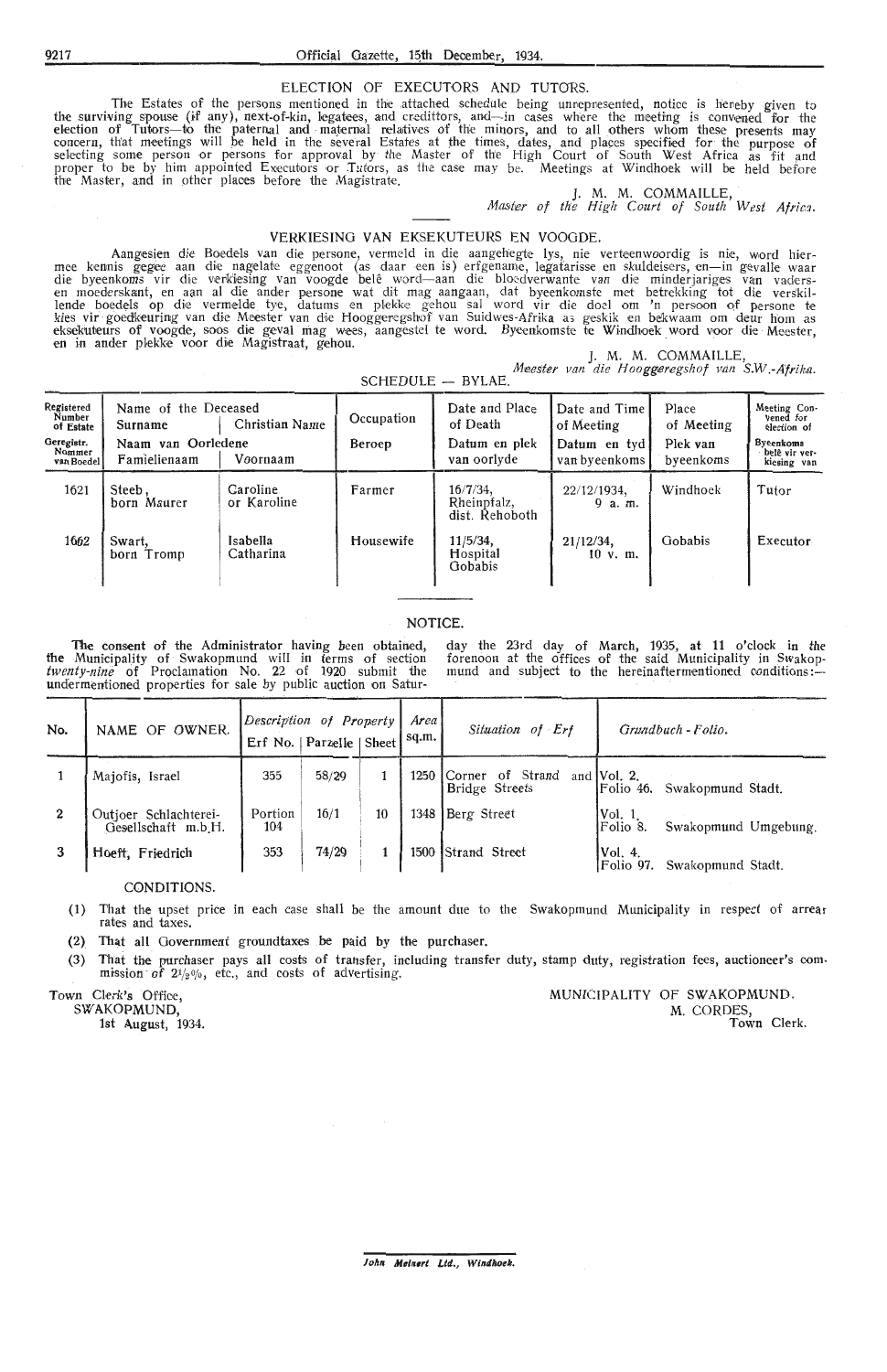## ELECTION OF EXECUTORS AND TUTORS.

The Estates of the persons mentioned in the attached schedule being unrepresented, notice is hereby given to the surviving spouse (if any), next-of-kin, legatees, and creditors, and—in cases where the meeting is convened for the election of Tutors—to the paternal and maternal relatives of the minors, and to all others whom these presents may concern, that meetings will be held in the several Estates at the times, dates, and places specified for the purpose of selecting some person or persons for approval by the Master of the High Court of South West Africa as fit and proper to be by him appointed Executors or Tutors, as the case may be. Meetings at Windhoek will be held before the Master, and in other places before the Magistrate.

J. M. M. COMMAILLE,
*Master of the High Court of South West Africa.*

## VERKIESING VAN EKSEKUTEURS EN VOOGDE.

Aangesien die Boedels van die persone, vermeld in die aangehegte lys, nie verteenwoordig is nie, word hiermee kennis gegee aan die nagelate eggenoot (as daar een is) erfgename, legatarisse en skuldeisers, en—in gevalle waar die byeenkoms vir die verkiesing van voogde belê word—aan die bloedverwante van die minderjariges van vadersen moederskant, en aan al die ander persone wat dit mag aangaan, dat byeenkomste met betrekking tot die verskillende boedels op die vermelde tye, datums en plekke gehou sal word vir die doel om 'n persoon of persone te kies vir goedkeuring van die Meester van die Hooggeregshof van Suidwes-Afrika as geskik en bekwaam om deur hom as eksekuteurs of voogde, soos die geval mag wees, aangestel te word. Byeenkomste te Windhoek word voor die Meester, en in ander plekke voor die Magistraat, gehou.

J. M. M. COMMAILLE,
*Meester van die Hooggeregshof van S.W.-Afrika.*

SCHEDULE — BYLAE.

| Registered Number of Estate / Geregistr. Nommer van Boedel | Name of the Deceased / Naam van Oorledene — Surname / Familienaam | Christian Name / Voornaam | Occupation / Beroep | Date and Place of Death / Datum en plek van oorlyde | Date and Time of Meeting / Datum en tyd van byeenkoms | Place of Meeting / Plek van byeenkoms | Meeting Convened for election of / Byeenkoms belê vir verkiesing van |
|---|---|---|---|---|---|---|---|
| 1621 | Steeb, born Maurer | Caroline or Karoline | Farmer | 16/7/34, Rheinpfalz, dist. Rehoboth | 22/12/1934, 9 a. m. | Windhoek | Tutor |
| 1662 | Swart, born Tromp | Isabella Catharina | Housewife | 11/5/34, Hospital Gobabis | 21/12/34, 10 v. m. | Gobabis | Executor |

## NOTICE.

The consent of the Administrator having been obtained, the Municipality of Swakopmund will in terms of section *twenty-nine* of Proclamation No. 22 of 1920 submit the undermentioned properties for sale by public auction on Saturday the 23rd day of March, 1935, at 11 o'clock in the forenoon at the offices of the said Municipality in Swakopmund and subject to the hereinaftermentioned conditions:—

| No. | NAME OF OWNER. | *Description of Property* Erf No. | Parzelle | Sheet | *Area* sq.m. | *Situation of Erf* | *Grundbuch - Folio.* |
|---|---|---|---|---|---|---|---|
| 1 | Majofis, Israel | 355 | 58/29 | 1 | 1250 | Corner of Strand and Bridge Streets | Vol. 2. Folio 46. Swakopmund Stadt. |
| 2 | Outjoer Schlachterei-Gesellschaft m.b.H. | Portion 104 | 16/1 | 10 | 1348 | Berg Street | Vol. 1. Folio 8. Swakopmund Umgebung. |
| 3 | Hoeft, Friedrich | 353 | 74/29 | 1 | 1500 | Strand Street | Vol. 4. Folio 97. Swakopmund Stadt. |

CONDITIONS.

(1) That the upset price in each case shall be the amount due to the Swakopmund Municipality in respect of arrear rates and taxes.

(2) That all Government groundtaxes be paid by the purchaser.

(3) That the purchaser pays all costs of transfer, including transfer duty, stamp duty, registration fees, auctioneer's commission of $2\frac{1}{2}\%$, etc., and costs of advertising.

Town Clerk's Office,
SWAKOPMUND,
1st August, 1934.

MUNICIPALITY OF SWAKOPMUND.
M. CORDES,
Town Clerk.

*John Meinert Ltd., Windhoek.*